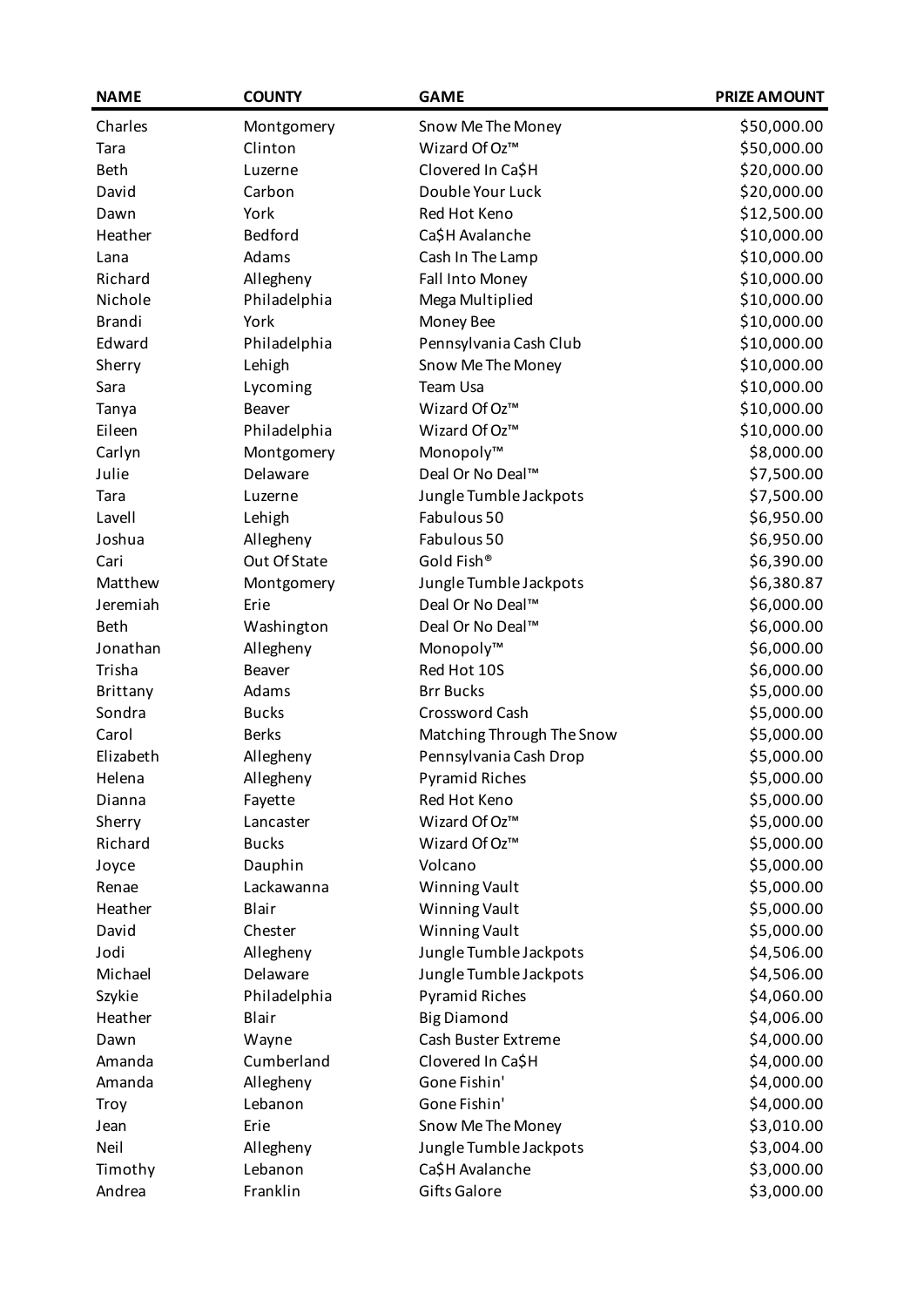| NAME | COUNTY | GAME | PRIZE AMOUNT |
| --- | --- | --- | --- |
| Charles | Montgomery | Snow Me The Money | $50,000.00 |
| Tara | Clinton | Wizard Of Oz™ | $50,000.00 |
| Beth | Luzerne | Clovered In Ca$H | $20,000.00 |
| David | Carbon | Double Your Luck | $20,000.00 |
| Dawn | York | Red Hot Keno | $12,500.00 |
| Heather | Bedford | Ca$H Avalanche | $10,000.00 |
| Lana | Adams | Cash In The Lamp | $10,000.00 |
| Richard | Allegheny | Fall Into Money | $10,000.00 |
| Nichole | Philadelphia | Mega Multiplied | $10,000.00 |
| Brandi | York | Money Bee | $10,000.00 |
| Edward | Philadelphia | Pennsylvania Cash Club | $10,000.00 |
| Sherry | Lehigh | Snow Me The Money | $10,000.00 |
| Sara | Lycoming | Team Usa | $10,000.00 |
| Tanya | Beaver | Wizard Of Oz™ | $10,000.00 |
| Eileen | Philadelphia | Wizard Of Oz™ | $10,000.00 |
| Carlyn | Montgomery | Monopoly™ | $8,000.00 |
| Julie | Delaware | Deal Or No Deal™ | $7,500.00 |
| Tara | Luzerne | Jungle Tumble Jackpots | $7,500.00 |
| Lavell | Lehigh | Fabulous 50 | $6,950.00 |
| Joshua | Allegheny | Fabulous 50 | $6,950.00 |
| Cari | Out Of State | Gold Fish® | $6,390.00 |
| Matthew | Montgomery | Jungle Tumble Jackpots | $6,380.87 |
| Jeremiah | Erie | Deal Or No Deal™ | $6,000.00 |
| Beth | Washington | Deal Or No Deal™ | $6,000.00 |
| Jonathan | Allegheny | Monopoly™ | $6,000.00 |
| Trisha | Beaver | Red Hot 10S | $6,000.00 |
| Brittany | Adams | Brr Bucks | $5,000.00 |
| Sondra | Bucks | Crossword Cash | $5,000.00 |
| Carol | Berks | Matching Through The Snow | $5,000.00 |
| Elizabeth | Allegheny | Pennsylvania Cash Drop | $5,000.00 |
| Helena | Allegheny | Pyramid Riches | $5,000.00 |
| Dianna | Fayette | Red Hot Keno | $5,000.00 |
| Sherry | Lancaster | Wizard Of Oz™ | $5,000.00 |
| Richard | Bucks | Wizard Of Oz™ | $5,000.00 |
| Joyce | Dauphin | Volcano | $5,000.00 |
| Renae | Lackawanna | Winning Vault | $5,000.00 |
| Heather | Blair | Winning Vault | $5,000.00 |
| David | Chester | Winning Vault | $5,000.00 |
| Jodi | Allegheny | Jungle Tumble Jackpots | $4,506.00 |
| Michael | Delaware | Jungle Tumble Jackpots | $4,506.00 |
| Szykie | Philadelphia | Pyramid Riches | $4,060.00 |
| Heather | Blair | Big Diamond | $4,006.00 |
| Dawn | Wayne | Cash Buster Extreme | $4,000.00 |
| Amanda | Cumberland | Clovered In Ca$H | $4,000.00 |
| Amanda | Allegheny | Gone Fishin' | $4,000.00 |
| Troy | Lebanon | Gone Fishin' | $4,000.00 |
| Jean | Erie | Snow Me The Money | $3,010.00 |
| Neil | Allegheny | Jungle Tumble Jackpots | $3,004.00 |
| Timothy | Lebanon | Ca$H Avalanche | $3,000.00 |
| Andrea | Franklin | Gifts Galore | $3,000.00 |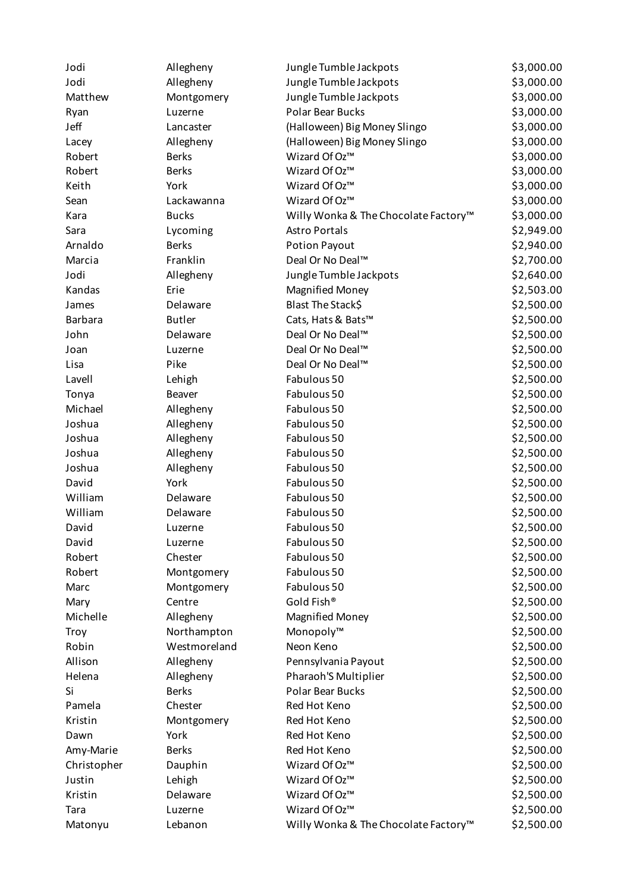| | | | |
|---|---|---|---|
| Jodi | Allegheny | Jungle Tumble Jackpots | $3,000.00 |
| Jodi | Allegheny | Jungle Tumble Jackpots | $3,000.00 |
| Matthew | Montgomery | Jungle Tumble Jackpots | $3,000.00 |
| Ryan | Luzerne | Polar Bear Bucks | $3,000.00 |
| Jeff | Lancaster | (Halloween) Big Money Slingo | $3,000.00 |
| Lacey | Allegheny | (Halloween) Big Money Slingo | $3,000.00 |
| Robert | Berks | Wizard Of Oz™ | $3,000.00 |
| Robert | Berks | Wizard Of Oz™ | $3,000.00 |
| Keith | York | Wizard Of Oz™ | $3,000.00 |
| Sean | Lackawanna | Wizard Of Oz™ | $3,000.00 |
| Kara | Bucks | Willy Wonka & The Chocolate Factory™ | $3,000.00 |
| Sara | Lycoming | Astro Portals | $2,949.00 |
| Arnaldo | Berks | Potion Payout | $2,940.00 |
| Marcia | Franklin | Deal Or No Deal™ | $2,700.00 |
| Jodi | Allegheny | Jungle Tumble Jackpots | $2,640.00 |
| Kandas | Erie | Magnified Money | $2,503.00 |
| James | Delaware | Blast The Stack$ | $2,500.00 |
| Barbara | Butler | Cats, Hats & Bats™ | $2,500.00 |
| John | Delaware | Deal Or No Deal™ | $2,500.00 |
| Joan | Luzerne | Deal Or No Deal™ | $2,500.00 |
| Lisa | Pike | Deal Or No Deal™ | $2,500.00 |
| Lavell | Lehigh | Fabulous 50 | $2,500.00 |
| Tonya | Beaver | Fabulous 50 | $2,500.00 |
| Michael | Allegheny | Fabulous 50 | $2,500.00 |
| Joshua | Allegheny | Fabulous 50 | $2,500.00 |
| Joshua | Allegheny | Fabulous 50 | $2,500.00 |
| Joshua | Allegheny | Fabulous 50 | $2,500.00 |
| Joshua | Allegheny | Fabulous 50 | $2,500.00 |
| David | York | Fabulous 50 | $2,500.00 |
| William | Delaware | Fabulous 50 | $2,500.00 |
| William | Delaware | Fabulous 50 | $2,500.00 |
| David | Luzerne | Fabulous 50 | $2,500.00 |
| David | Luzerne | Fabulous 50 | $2,500.00 |
| Robert | Chester | Fabulous 50 | $2,500.00 |
| Robert | Montgomery | Fabulous 50 | $2,500.00 |
| Marc | Montgomery | Fabulous 50 | $2,500.00 |
| Mary | Centre | Gold Fish® | $2,500.00 |
| Michelle | Allegheny | Magnified Money | $2,500.00 |
| Troy | Northampton | Monopoly™ | $2,500.00 |
| Robin | Westmoreland | Neon Keno | $2,500.00 |
| Allison | Allegheny | Pennsylvania Payout | $2,500.00 |
| Helena | Allegheny | Pharaoh'S Multiplier | $2,500.00 |
| Si | Berks | Polar Bear Bucks | $2,500.00 |
| Pamela | Chester | Red Hot Keno | $2,500.00 |
| Kristin | Montgomery | Red Hot Keno | $2,500.00 |
| Dawn | York | Red Hot Keno | $2,500.00 |
| Amy-Marie | Berks | Red Hot Keno | $2,500.00 |
| Christopher | Dauphin | Wizard Of Oz™ | $2,500.00 |
| Justin | Lehigh | Wizard Of Oz™ | $2,500.00 |
| Kristin | Delaware | Wizard Of Oz™ | $2,500.00 |
| Tara | Luzerne | Wizard Of Oz™ | $2,500.00 |
| Matonyu | Lebanon | Willy Wonka & The Chocolate Factory™ | $2,500.00 |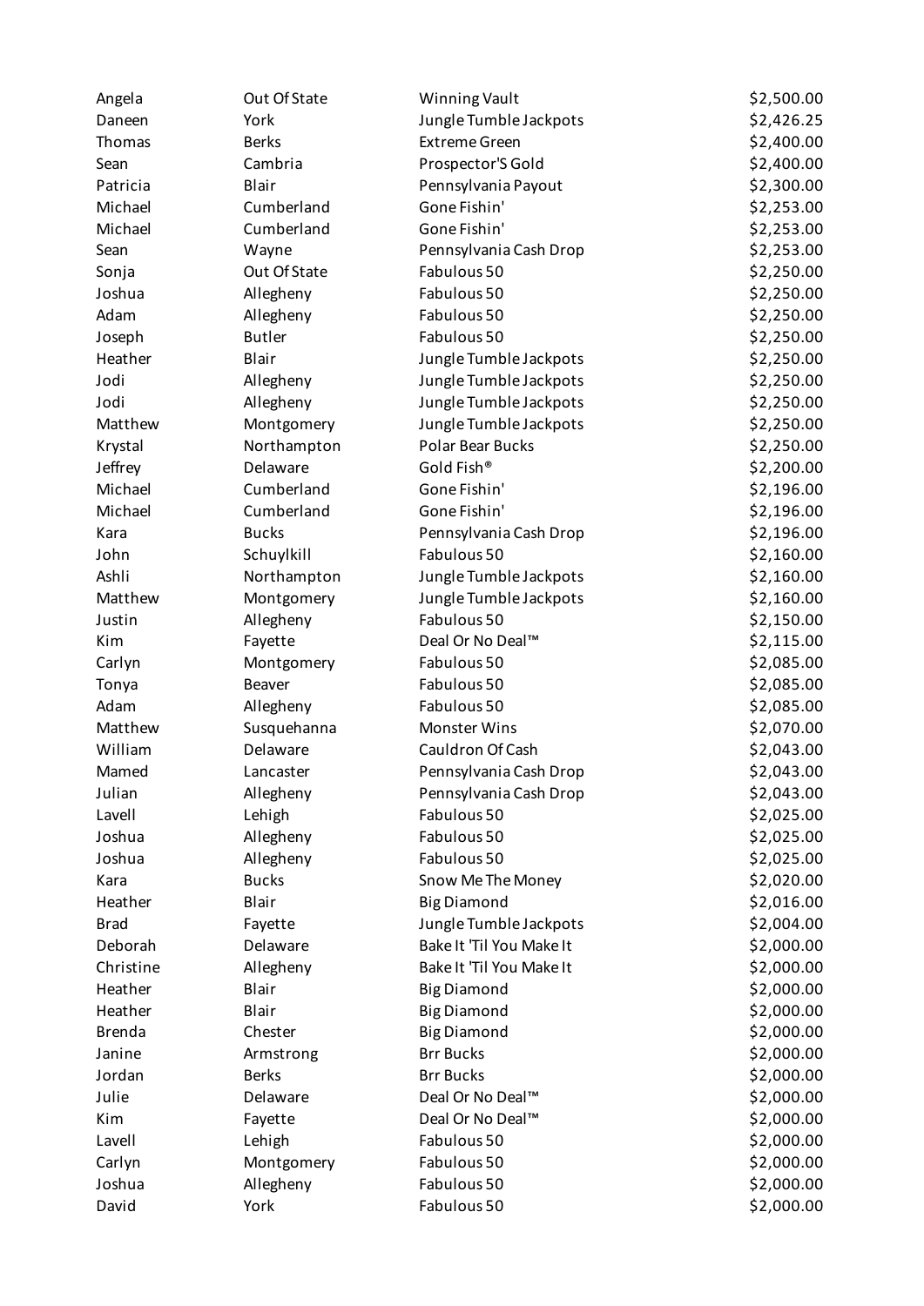| | | | |
|---|---|---|---|
| Angela | Out Of State | Winning Vault | $2,500.00 |
| Daneen | York | Jungle Tumble Jackpots | $2,426.25 |
| Thomas | Berks | Extreme Green | $2,400.00 |
| Sean | Cambria | Prospector'S Gold | $2,400.00 |
| Patricia | Blair | Pennsylvania Payout | $2,300.00 |
| Michael | Cumberland | Gone Fishin' | $2,253.00 |
| Michael | Cumberland | Gone Fishin' | $2,253.00 |
| Sean | Wayne | Pennsylvania Cash Drop | $2,253.00 |
| Sonja | Out Of State | Fabulous 50 | $2,250.00 |
| Joshua | Allegheny | Fabulous 50 | $2,250.00 |
| Adam | Allegheny | Fabulous 50 | $2,250.00 |
| Joseph | Butler | Fabulous 50 | $2,250.00 |
| Heather | Blair | Jungle Tumble Jackpots | $2,250.00 |
| Jodi | Allegheny | Jungle Tumble Jackpots | $2,250.00 |
| Jodi | Allegheny | Jungle Tumble Jackpots | $2,250.00 |
| Matthew | Montgomery | Jungle Tumble Jackpots | $2,250.00 |
| Krystal | Northampton | Polar Bear Bucks | $2,250.00 |
| Jeffrey | Delaware | Gold Fish® | $2,200.00 |
| Michael | Cumberland | Gone Fishin' | $2,196.00 |
| Michael | Cumberland | Gone Fishin' | $2,196.00 |
| Kara | Bucks | Pennsylvania Cash Drop | $2,196.00 |
| John | Schuylkill | Fabulous 50 | $2,160.00 |
| Ashli | Northampton | Jungle Tumble Jackpots | $2,160.00 |
| Matthew | Montgomery | Jungle Tumble Jackpots | $2,160.00 |
| Justin | Allegheny | Fabulous 50 | $2,150.00 |
| Kim | Fayette | Deal Or No Deal™ | $2,115.00 |
| Carlyn | Montgomery | Fabulous 50 | $2,085.00 |
| Tonya | Beaver | Fabulous 50 | $2,085.00 |
| Adam | Allegheny | Fabulous 50 | $2,085.00 |
| Matthew | Susquehanna | Monster Wins | $2,070.00 |
| William | Delaware | Cauldron Of Cash | $2,043.00 |
| Mamed | Lancaster | Pennsylvania Cash Drop | $2,043.00 |
| Julian | Allegheny | Pennsylvania Cash Drop | $2,043.00 |
| Lavell | Lehigh | Fabulous 50 | $2,025.00 |
| Joshua | Allegheny | Fabulous 50 | $2,025.00 |
| Joshua | Allegheny | Fabulous 50 | $2,025.00 |
| Kara | Bucks | Snow Me The Money | $2,020.00 |
| Heather | Blair | Big Diamond | $2,016.00 |
| Brad | Fayette | Jungle Tumble Jackpots | $2,004.00 |
| Deborah | Delaware | Bake It 'Til You Make It | $2,000.00 |
| Christine | Allegheny | Bake It 'Til You Make It | $2,000.00 |
| Heather | Blair | Big Diamond | $2,000.00 |
| Heather | Blair | Big Diamond | $2,000.00 |
| Brenda | Chester | Big Diamond | $2,000.00 |
| Janine | Armstrong | Brr Bucks | $2,000.00 |
| Jordan | Berks | Brr Bucks | $2,000.00 |
| Julie | Delaware | Deal Or No Deal™ | $2,000.00 |
| Kim | Fayette | Deal Or No Deal™ | $2,000.00 |
| Lavell | Lehigh | Fabulous 50 | $2,000.00 |
| Carlyn | Montgomery | Fabulous 50 | $2,000.00 |
| Joshua | Allegheny | Fabulous 50 | $2,000.00 |
| David | York | Fabulous 50 | $2,000.00 |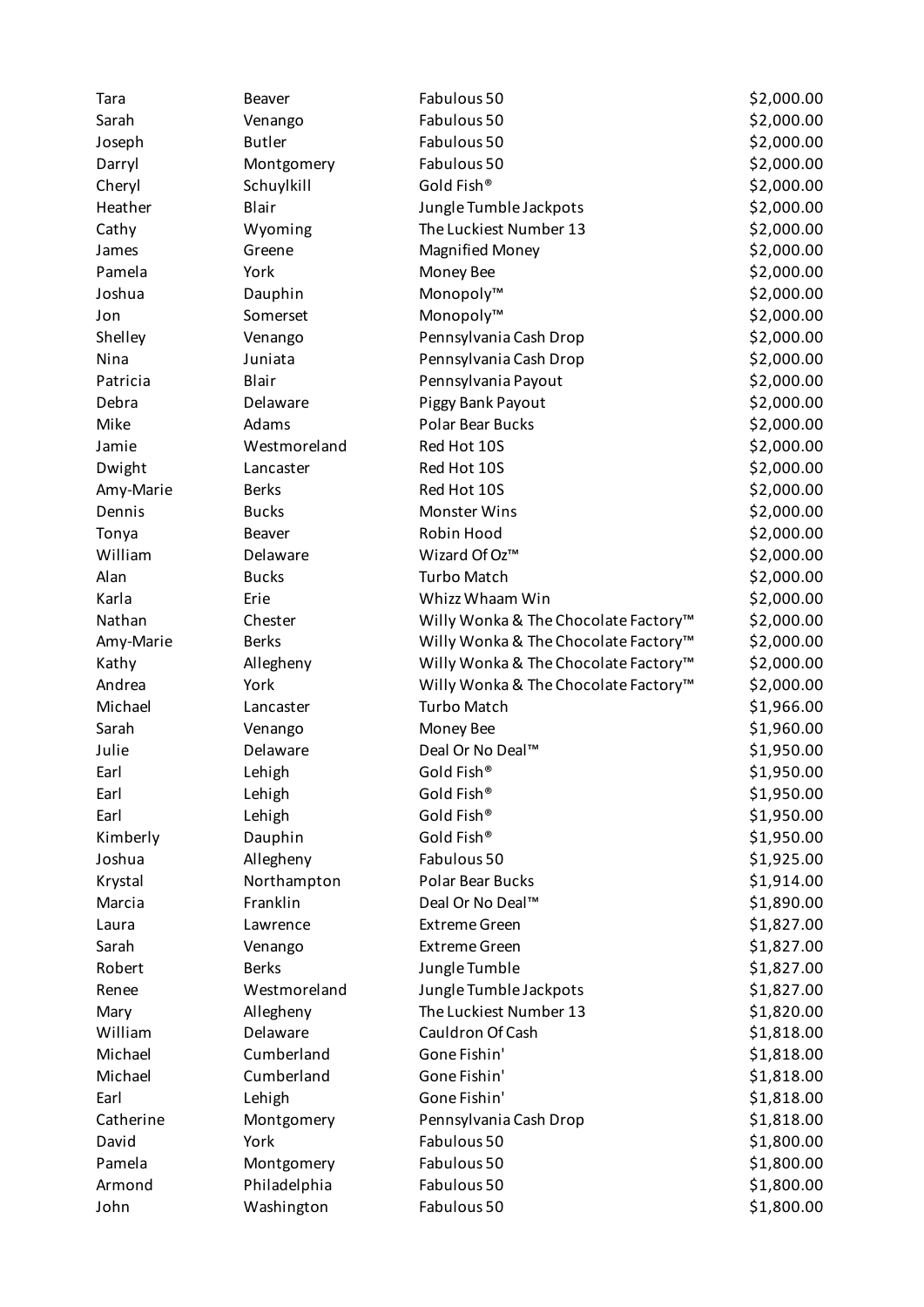| | | | |
|---|---|---|---|
| Tara | Beaver | Fabulous 50 | $2,000.00 |
| Sarah | Venango | Fabulous 50 | $2,000.00 |
| Joseph | Butler | Fabulous 50 | $2,000.00 |
| Darryl | Montgomery | Fabulous 50 | $2,000.00 |
| Cheryl | Schuylkill | Gold Fish® | $2,000.00 |
| Heather | Blair | Jungle Tumble Jackpots | $2,000.00 |
| Cathy | Wyoming | The Luckiest Number 13 | $2,000.00 |
| James | Greene | Magnified Money | $2,000.00 |
| Pamela | York | Money Bee | $2,000.00 |
| Joshua | Dauphin | Monopoly™ | $2,000.00 |
| Jon | Somerset | Monopoly™ | $2,000.00 |
| Shelley | Venango | Pennsylvania Cash Drop | $2,000.00 |
| Nina | Juniata | Pennsylvania Cash Drop | $2,000.00 |
| Patricia | Blair | Pennsylvania Payout | $2,000.00 |
| Debra | Delaware | Piggy Bank Payout | $2,000.00 |
| Mike | Adams | Polar Bear Bucks | $2,000.00 |
| Jamie | Westmoreland | Red Hot 10S | $2,000.00 |
| Dwight | Lancaster | Red Hot 10S | $2,000.00 |
| Amy-Marie | Berks | Red Hot 10S | $2,000.00 |
| Dennis | Bucks | Monster Wins | $2,000.00 |
| Tonya | Beaver | Robin Hood | $2,000.00 |
| William | Delaware | Wizard Of Oz™ | $2,000.00 |
| Alan | Bucks | Turbo Match | $2,000.00 |
| Karla | Erie | Whizz Whaam Win | $2,000.00 |
| Nathan | Chester | Willy Wonka & The Chocolate Factory™ | $2,000.00 |
| Amy-Marie | Berks | Willy Wonka & The Chocolate Factory™ | $2,000.00 |
| Kathy | Allegheny | Willy Wonka & The Chocolate Factory™ | $2,000.00 |
| Andrea | York | Willy Wonka & The Chocolate Factory™ | $2,000.00 |
| Michael | Lancaster | Turbo Match | $1,966.00 |
| Sarah | Venango | Money Bee | $1,960.00 |
| Julie | Delaware | Deal Or No Deal™ | $1,950.00 |
| Earl | Lehigh | Gold Fish® | $1,950.00 |
| Earl | Lehigh | Gold Fish® | $1,950.00 |
| Earl | Lehigh | Gold Fish® | $1,950.00 |
| Kimberly | Dauphin | Gold Fish® | $1,950.00 |
| Joshua | Allegheny | Fabulous 50 | $1,925.00 |
| Krystal | Northampton | Polar Bear Bucks | $1,914.00 |
| Marcia | Franklin | Deal Or No Deal™ | $1,890.00 |
| Laura | Lawrence | Extreme Green | $1,827.00 |
| Sarah | Venango | Extreme Green | $1,827.00 |
| Robert | Berks | Jungle Tumble | $1,827.00 |
| Renee | Westmoreland | Jungle Tumble Jackpots | $1,827.00 |
| Mary | Allegheny | The Luckiest Number 13 | $1,820.00 |
| William | Delaware | Cauldron Of Cash | $1,818.00 |
| Michael | Cumberland | Gone Fishin' | $1,818.00 |
| Michael | Cumberland | Gone Fishin' | $1,818.00 |
| Earl | Lehigh | Gone Fishin' | $1,818.00 |
| Catherine | Montgomery | Pennsylvania Cash Drop | $1,818.00 |
| David | York | Fabulous 50 | $1,800.00 |
| Pamela | Montgomery | Fabulous 50 | $1,800.00 |
| Armond | Philadelphia | Fabulous 50 | $1,800.00 |
| John | Washington | Fabulous 50 | $1,800.00 |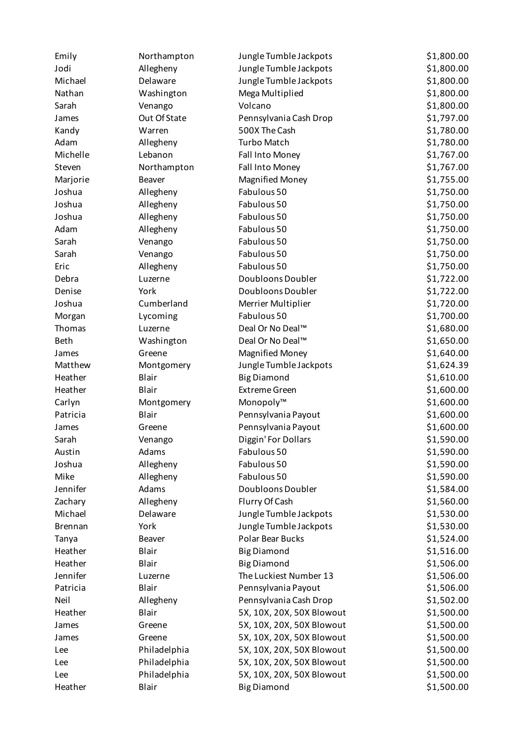| | | | |
|---|---|---|---|
| Emily | Northampton | Jungle Tumble Jackpots | $1,800.00 |
| Jodi | Allegheny | Jungle Tumble Jackpots | $1,800.00 |
| Michael | Delaware | Jungle Tumble Jackpots | $1,800.00 |
| Nathan | Washington | Mega Multiplied | $1,800.00 |
| Sarah | Venango | Volcano | $1,800.00 |
| James | Out Of State | Pennsylvania Cash Drop | $1,797.00 |
| Kandy | Warren | 500X The Cash | $1,780.00 |
| Adam | Allegheny | Turbo Match | $1,780.00 |
| Michelle | Lebanon | Fall Into Money | $1,767.00 |
| Steven | Northampton | Fall Into Money | $1,767.00 |
| Marjorie | Beaver | Magnified Money | $1,755.00 |
| Joshua | Allegheny | Fabulous 50 | $1,750.00 |
| Joshua | Allegheny | Fabulous 50 | $1,750.00 |
| Joshua | Allegheny | Fabulous 50 | $1,750.00 |
| Adam | Allegheny | Fabulous 50 | $1,750.00 |
| Sarah | Venango | Fabulous 50 | $1,750.00 |
| Sarah | Venango | Fabulous 50 | $1,750.00 |
| Eric | Allegheny | Fabulous 50 | $1,750.00 |
| Debra | Luzerne | Doubloons Doubler | $1,722.00 |
| Denise | York | Doubloons Doubler | $1,722.00 |
| Joshua | Cumberland | Merrier Multiplier | $1,720.00 |
| Morgan | Lycoming | Fabulous 50 | $1,700.00 |
| Thomas | Luzerne | Deal Or No Deal™ | $1,680.00 |
| Beth | Washington | Deal Or No Deal™ | $1,650.00 |
| James | Greene | Magnified Money | $1,640.00 |
| Matthew | Montgomery | Jungle Tumble Jackpots | $1,624.39 |
| Heather | Blair | Big Diamond | $1,610.00 |
| Heather | Blair | Extreme Green | $1,600.00 |
| Carlyn | Montgomery | Monopoly™ | $1,600.00 |
| Patricia | Blair | Pennsylvania Payout | $1,600.00 |
| James | Greene | Pennsylvania Payout | $1,600.00 |
| Sarah | Venango | Diggin' For Dollars | $1,590.00 |
| Austin | Adams | Fabulous 50 | $1,590.00 |
| Joshua | Allegheny | Fabulous 50 | $1,590.00 |
| Mike | Allegheny | Fabulous 50 | $1,590.00 |
| Jennifer | Adams | Doubloons Doubler | $1,584.00 |
| Zachary | Allegheny | Flurry Of Cash | $1,560.00 |
| Michael | Delaware | Jungle Tumble Jackpots | $1,530.00 |
| Brennan | York | Jungle Tumble Jackpots | $1,530.00 |
| Tanya | Beaver | Polar Bear Bucks | $1,524.00 |
| Heather | Blair | Big Diamond | $1,516.00 |
| Heather | Blair | Big Diamond | $1,506.00 |
| Jennifer | Luzerne | The Luckiest Number 13 | $1,506.00 |
| Patricia | Blair | Pennsylvania Payout | $1,506.00 |
| Neil | Allegheny | Pennsylvania Cash Drop | $1,502.00 |
| Heather | Blair | 5X, 10X, 20X, 50X Blowout | $1,500.00 |
| James | Greene | 5X, 10X, 20X, 50X Blowout | $1,500.00 |
| James | Greene | 5X, 10X, 20X, 50X Blowout | $1,500.00 |
| Lee | Philadelphia | 5X, 10X, 20X, 50X Blowout | $1,500.00 |
| Lee | Philadelphia | 5X, 10X, 20X, 50X Blowout | $1,500.00 |
| Lee | Philadelphia | 5X, 10X, 20X, 50X Blowout | $1,500.00 |
| Heather | Blair | Big Diamond | $1,500.00 |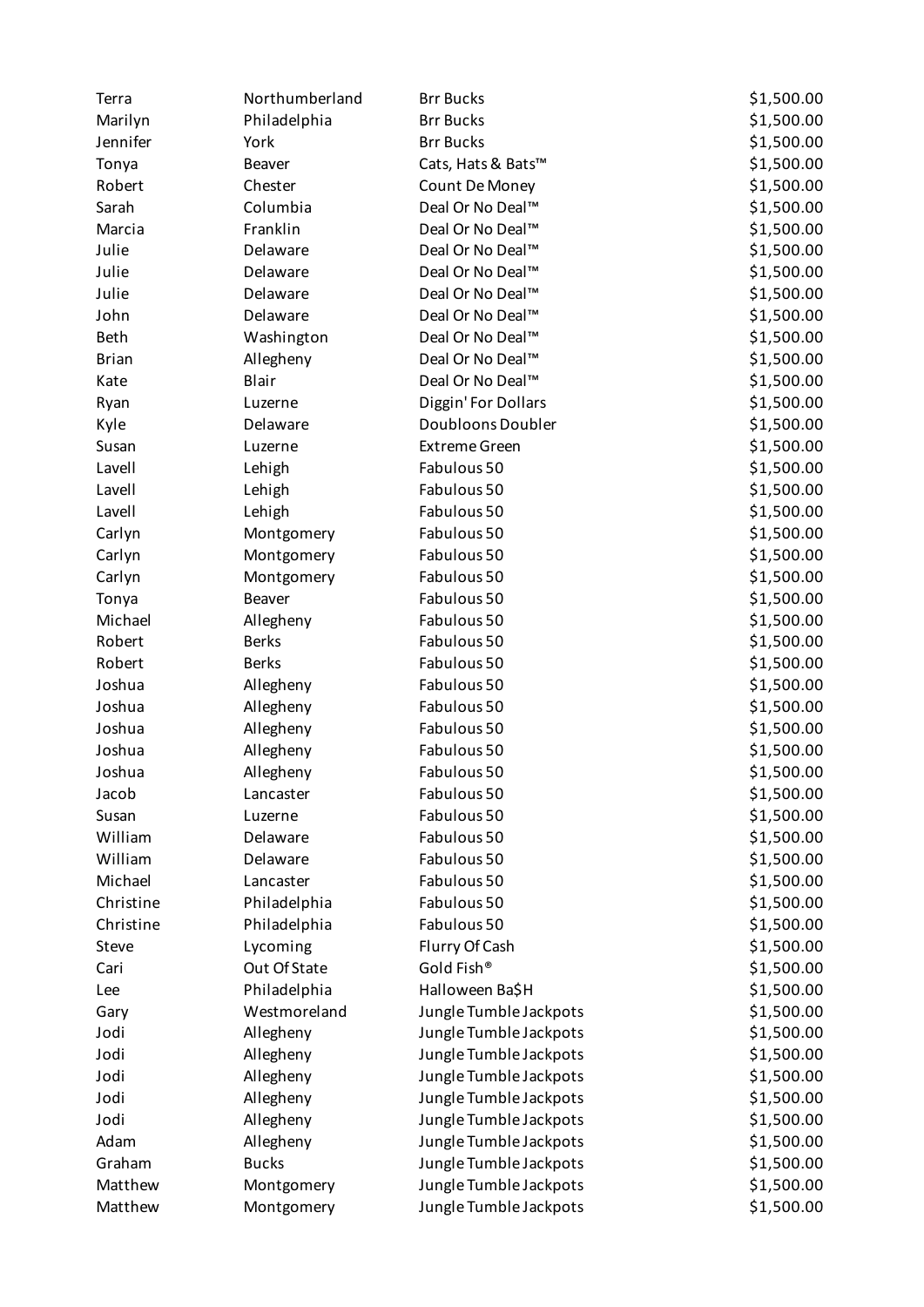| | | | |
|---|---|---|---|
| Terra | Northumberland | Brr Bucks | $1,500.00 |
| Marilyn | Philadelphia | Brr Bucks | $1,500.00 |
| Jennifer | York | Brr Bucks | $1,500.00 |
| Tonya | Beaver | Cats, Hats & Bats™ | $1,500.00 |
| Robert | Chester | Count De Money | $1,500.00 |
| Sarah | Columbia | Deal Or No Deal™ | $1,500.00 |
| Marcia | Franklin | Deal Or No Deal™ | $1,500.00 |
| Julie | Delaware | Deal Or No Deal™ | $1,500.00 |
| Julie | Delaware | Deal Or No Deal™ | $1,500.00 |
| Julie | Delaware | Deal Or No Deal™ | $1,500.00 |
| John | Delaware | Deal Or No Deal™ | $1,500.00 |
| Beth | Washington | Deal Or No Deal™ | $1,500.00 |
| Brian | Allegheny | Deal Or No Deal™ | $1,500.00 |
| Kate | Blair | Deal Or No Deal™ | $1,500.00 |
| Ryan | Luzerne | Diggin' For Dollars | $1,500.00 |
| Kyle | Delaware | Doubloons Doubler | $1,500.00 |
| Susan | Luzerne | Extreme Green | $1,500.00 |
| Lavell | Lehigh | Fabulous 50 | $1,500.00 |
| Lavell | Lehigh | Fabulous 50 | $1,500.00 |
| Lavell | Lehigh | Fabulous 50 | $1,500.00 |
| Carlyn | Montgomery | Fabulous 50 | $1,500.00 |
| Carlyn | Montgomery | Fabulous 50 | $1,500.00 |
| Carlyn | Montgomery | Fabulous 50 | $1,500.00 |
| Tonya | Beaver | Fabulous 50 | $1,500.00 |
| Michael | Allegheny | Fabulous 50 | $1,500.00 |
| Robert | Berks | Fabulous 50 | $1,500.00 |
| Robert | Berks | Fabulous 50 | $1,500.00 |
| Joshua | Allegheny | Fabulous 50 | $1,500.00 |
| Joshua | Allegheny | Fabulous 50 | $1,500.00 |
| Joshua | Allegheny | Fabulous 50 | $1,500.00 |
| Joshua | Allegheny | Fabulous 50 | $1,500.00 |
| Joshua | Allegheny | Fabulous 50 | $1,500.00 |
| Jacob | Lancaster | Fabulous 50 | $1,500.00 |
| Susan | Luzerne | Fabulous 50 | $1,500.00 |
| William | Delaware | Fabulous 50 | $1,500.00 |
| William | Delaware | Fabulous 50 | $1,500.00 |
| Michael | Lancaster | Fabulous 50 | $1,500.00 |
| Christine | Philadelphia | Fabulous 50 | $1,500.00 |
| Christine | Philadelphia | Fabulous 50 | $1,500.00 |
| Steve | Lycoming | Flurry Of Cash | $1,500.00 |
| Cari | Out Of State | Gold Fish® | $1,500.00 |
| Lee | Philadelphia | Halloween Ba$H | $1,500.00 |
| Gary | Westmoreland | Jungle Tumble Jackpots | $1,500.00 |
| Jodi | Allegheny | Jungle Tumble Jackpots | $1,500.00 |
| Jodi | Allegheny | Jungle Tumble Jackpots | $1,500.00 |
| Jodi | Allegheny | Jungle Tumble Jackpots | $1,500.00 |
| Jodi | Allegheny | Jungle Tumble Jackpots | $1,500.00 |
| Jodi | Allegheny | Jungle Tumble Jackpots | $1,500.00 |
| Adam | Allegheny | Jungle Tumble Jackpots | $1,500.00 |
| Graham | Bucks | Jungle Tumble Jackpots | $1,500.00 |
| Matthew | Montgomery | Jungle Tumble Jackpots | $1,500.00 |
| Matthew | Montgomery | Jungle Tumble Jackpots | $1,500.00 |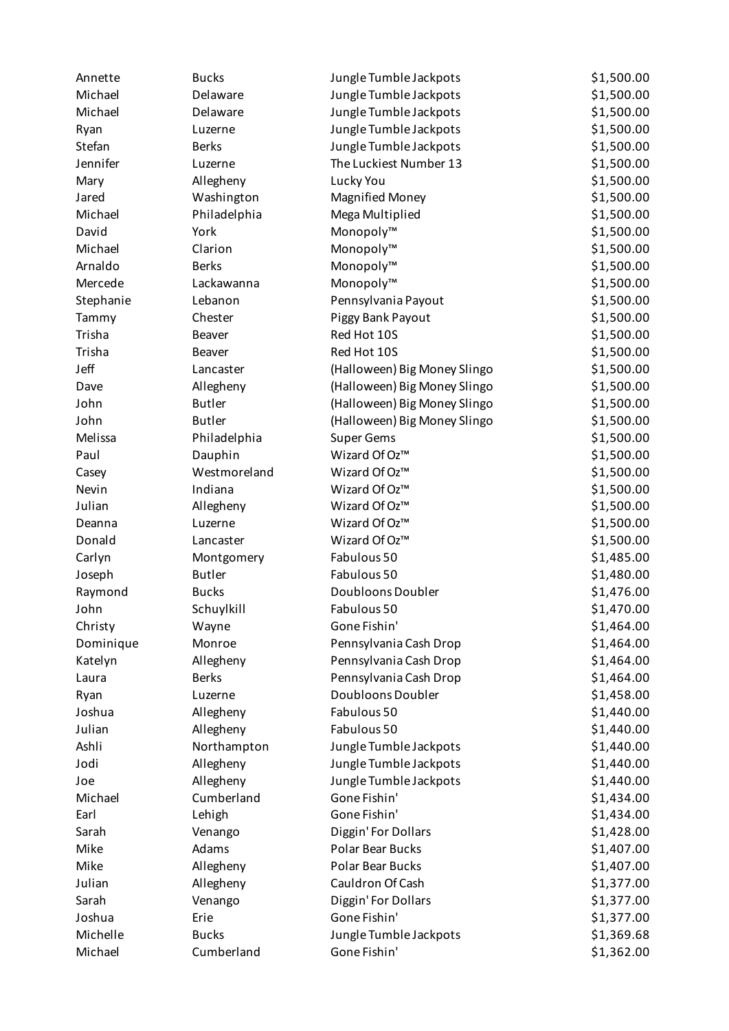| | | | |
|---|---|---|---|
| Annette | Bucks | Jungle Tumble Jackpots | $1,500.00 |
| Michael | Delaware | Jungle Tumble Jackpots | $1,500.00 |
| Michael | Delaware | Jungle Tumble Jackpots | $1,500.00 |
| Ryan | Luzerne | Jungle Tumble Jackpots | $1,500.00 |
| Stefan | Berks | Jungle Tumble Jackpots | $1,500.00 |
| Jennifer | Luzerne | The Luckiest Number 13 | $1,500.00 |
| Mary | Allegheny | Lucky You | $1,500.00 |
| Jared | Washington | Magnified Money | $1,500.00 |
| Michael | Philadelphia | Mega Multiplied | $1,500.00 |
| David | York | Monopoly™ | $1,500.00 |
| Michael | Clarion | Monopoly™ | $1,500.00 |
| Arnaldo | Berks | Monopoly™ | $1,500.00 |
| Mercede | Lackawanna | Monopoly™ | $1,500.00 |
| Stephanie | Lebanon | Pennsylvania Payout | $1,500.00 |
| Tammy | Chester | Piggy Bank Payout | $1,500.00 |
| Trisha | Beaver | Red Hot 10S | $1,500.00 |
| Trisha | Beaver | Red Hot 10S | $1,500.00 |
| Jeff | Lancaster | (Halloween) Big Money Slingo | $1,500.00 |
| Dave | Allegheny | (Halloween) Big Money Slingo | $1,500.00 |
| John | Butler | (Halloween) Big Money Slingo | $1,500.00 |
| John | Butler | (Halloween) Big Money Slingo | $1,500.00 |
| Melissa | Philadelphia | Super Gems | $1,500.00 |
| Paul | Dauphin | Wizard Of Oz™ | $1,500.00 |
| Casey | Westmoreland | Wizard Of Oz™ | $1,500.00 |
| Nevin | Indiana | Wizard Of Oz™ | $1,500.00 |
| Julian | Allegheny | Wizard Of Oz™ | $1,500.00 |
| Deanna | Luzerne | Wizard Of Oz™ | $1,500.00 |
| Donald | Lancaster | Wizard Of Oz™ | $1,500.00 |
| Carlyn | Montgomery | Fabulous 50 | $1,485.00 |
| Joseph | Butler | Fabulous 50 | $1,480.00 |
| Raymond | Bucks | Doubloons Doubler | $1,476.00 |
| John | Schuylkill | Fabulous 50 | $1,470.00 |
| Christy | Wayne | Gone Fishin' | $1,464.00 |
| Dominique | Monroe | Pennsylvania Cash Drop | $1,464.00 |
| Katelyn | Allegheny | Pennsylvania Cash Drop | $1,464.00 |
| Laura | Berks | Pennsylvania Cash Drop | $1,464.00 |
| Ryan | Luzerne | Doubloons Doubler | $1,458.00 |
| Joshua | Allegheny | Fabulous 50 | $1,440.00 |
| Julian | Allegheny | Fabulous 50 | $1,440.00 |
| Ashli | Northampton | Jungle Tumble Jackpots | $1,440.00 |
| Jodi | Allegheny | Jungle Tumble Jackpots | $1,440.00 |
| Joe | Allegheny | Jungle Tumble Jackpots | $1,440.00 |
| Michael | Cumberland | Gone Fishin' | $1,434.00 |
| Earl | Lehigh | Gone Fishin' | $1,434.00 |
| Sarah | Venango | Diggin' For Dollars | $1,428.00 |
| Mike | Adams | Polar Bear Bucks | $1,407.00 |
| Mike | Allegheny | Polar Bear Bucks | $1,407.00 |
| Julian | Allegheny | Cauldron Of Cash | $1,377.00 |
| Sarah | Venango | Diggin' For Dollars | $1,377.00 |
| Joshua | Erie | Gone Fishin' | $1,377.00 |
| Michelle | Bucks | Jungle Tumble Jackpots | $1,369.68 |
| Michael | Cumberland | Gone Fishin' | $1,362.00 |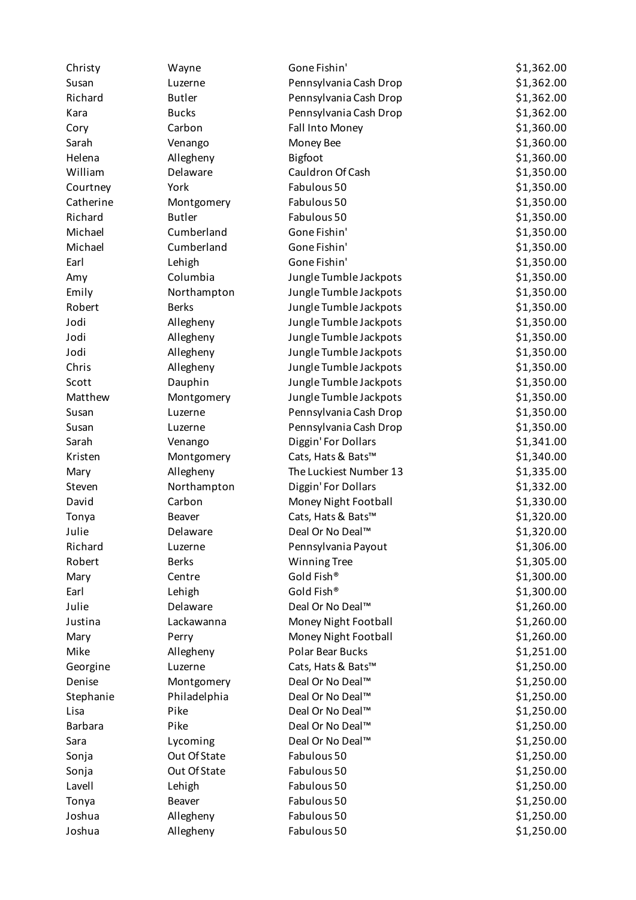| | | | |
|---|---|---|---|
| Christy | Wayne | Gone Fishin' | $1,362.00 |
| Susan | Luzerne | Pennsylvania Cash Drop | $1,362.00 |
| Richard | Butler | Pennsylvania Cash Drop | $1,362.00 |
| Kara | Bucks | Pennsylvania Cash Drop | $1,362.00 |
| Cory | Carbon | Fall Into Money | $1,360.00 |
| Sarah | Venango | Money Bee | $1,360.00 |
| Helena | Allegheny | Bigfoot | $1,360.00 |
| William | Delaware | Cauldron Of Cash | $1,350.00 |
| Courtney | York | Fabulous 50 | $1,350.00 |
| Catherine | Montgomery | Fabulous 50 | $1,350.00 |
| Richard | Butler | Fabulous 50 | $1,350.00 |
| Michael | Cumberland | Gone Fishin' | $1,350.00 |
| Michael | Cumberland | Gone Fishin' | $1,350.00 |
| Earl | Lehigh | Gone Fishin' | $1,350.00 |
| Amy | Columbia | Jungle Tumble Jackpots | $1,350.00 |
| Emily | Northampton | Jungle Tumble Jackpots | $1,350.00 |
| Robert | Berks | Jungle Tumble Jackpots | $1,350.00 |
| Jodi | Allegheny | Jungle Tumble Jackpots | $1,350.00 |
| Jodi | Allegheny | Jungle Tumble Jackpots | $1,350.00 |
| Jodi | Allegheny | Jungle Tumble Jackpots | $1,350.00 |
| Chris | Allegheny | Jungle Tumble Jackpots | $1,350.00 |
| Scott | Dauphin | Jungle Tumble Jackpots | $1,350.00 |
| Matthew | Montgomery | Jungle Tumble Jackpots | $1,350.00 |
| Susan | Luzerne | Pennsylvania Cash Drop | $1,350.00 |
| Susan | Luzerne | Pennsylvania Cash Drop | $1,350.00 |
| Sarah | Venango | Diggin' For Dollars | $1,341.00 |
| Kristen | Montgomery | Cats, Hats & Bats™ | $1,340.00 |
| Mary | Allegheny | The Luckiest Number 13 | $1,335.00 |
| Steven | Northampton | Diggin' For Dollars | $1,332.00 |
| David | Carbon | Money Night Football | $1,330.00 |
| Tonya | Beaver | Cats, Hats & Bats™ | $1,320.00 |
| Julie | Delaware | Deal Or No Deal™ | $1,320.00 |
| Richard | Luzerne | Pennsylvania Payout | $1,306.00 |
| Robert | Berks | Winning Tree | $1,305.00 |
| Mary | Centre | Gold Fish® | $1,300.00 |
| Earl | Lehigh | Gold Fish® | $1,300.00 |
| Julie | Delaware | Deal Or No Deal™ | $1,260.00 |
| Justina | Lackawanna | Money Night Football | $1,260.00 |
| Mary | Perry | Money Night Football | $1,260.00 |
| Mike | Allegheny | Polar Bear Bucks | $1,251.00 |
| Georgine | Luzerne | Cats, Hats & Bats™ | $1,250.00 |
| Denise | Montgomery | Deal Or No Deal™ | $1,250.00 |
| Stephanie | Philadelphia | Deal Or No Deal™ | $1,250.00 |
| Lisa | Pike | Deal Or No Deal™ | $1,250.00 |
| Barbara | Pike | Deal Or No Deal™ | $1,250.00 |
| Sara | Lycoming | Deal Or No Deal™ | $1,250.00 |
| Sonja | Out Of State | Fabulous 50 | $1,250.00 |
| Sonja | Out Of State | Fabulous 50 | $1,250.00 |
| Lavell | Lehigh | Fabulous 50 | $1,250.00 |
| Tonya | Beaver | Fabulous 50 | $1,250.00 |
| Joshua | Allegheny | Fabulous 50 | $1,250.00 |
| Joshua | Allegheny | Fabulous 50 | $1,250.00 |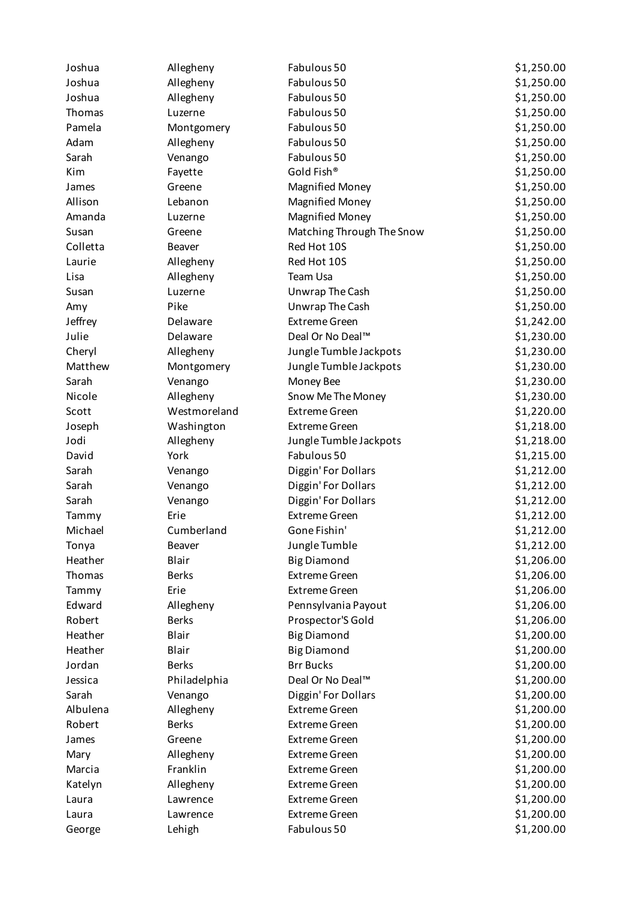| | | | |
|---|---|---|---|
| Joshua | Allegheny | Fabulous 50 | $1,250.00 |
| Joshua | Allegheny | Fabulous 50 | $1,250.00 |
| Joshua | Allegheny | Fabulous 50 | $1,250.00 |
| Thomas | Luzerne | Fabulous 50 | $1,250.00 |
| Pamela | Montgomery | Fabulous 50 | $1,250.00 |
| Adam | Allegheny | Fabulous 50 | $1,250.00 |
| Sarah | Venango | Fabulous 50 | $1,250.00 |
| Kim | Fayette | Gold Fish® | $1,250.00 |
| James | Greene | Magnified Money | $1,250.00 |
| Allison | Lebanon | Magnified Money | $1,250.00 |
| Amanda | Luzerne | Magnified Money | $1,250.00 |
| Susan | Greene | Matching Through The Snow | $1,250.00 |
| Colletta | Beaver | Red Hot 10S | $1,250.00 |
| Laurie | Allegheny | Red Hot 10S | $1,250.00 |
| Lisa | Allegheny | Team Usa | $1,250.00 |
| Susan | Luzerne | Unwrap The Cash | $1,250.00 |
| Amy | Pike | Unwrap The Cash | $1,250.00 |
| Jeffrey | Delaware | Extreme Green | $1,242.00 |
| Julie | Delaware | Deal Or No Deal™ | $1,230.00 |
| Cheryl | Allegheny | Jungle Tumble Jackpots | $1,230.00 |
| Matthew | Montgomery | Jungle Tumble Jackpots | $1,230.00 |
| Sarah | Venango | Money Bee | $1,230.00 |
| Nicole | Allegheny | Snow Me The Money | $1,230.00 |
| Scott | Westmoreland | Extreme Green | $1,220.00 |
| Joseph | Washington | Extreme Green | $1,218.00 |
| Jodi | Allegheny | Jungle Tumble Jackpots | $1,218.00 |
| David | York | Fabulous 50 | $1,215.00 |
| Sarah | Venango | Diggin' For Dollars | $1,212.00 |
| Sarah | Venango | Diggin' For Dollars | $1,212.00 |
| Sarah | Venango | Diggin' For Dollars | $1,212.00 |
| Tammy | Erie | Extreme Green | $1,212.00 |
| Michael | Cumberland | Gone Fishin' | $1,212.00 |
| Tonya | Beaver | Jungle Tumble | $1,212.00 |
| Heather | Blair | Big Diamond | $1,206.00 |
| Thomas | Berks | Extreme Green | $1,206.00 |
| Tammy | Erie | Extreme Green | $1,206.00 |
| Edward | Allegheny | Pennsylvania Payout | $1,206.00 |
| Robert | Berks | Prospector'S Gold | $1,206.00 |
| Heather | Blair | Big Diamond | $1,200.00 |
| Heather | Blair | Big Diamond | $1,200.00 |
| Jordan | Berks | Brr Bucks | $1,200.00 |
| Jessica | Philadelphia | Deal Or No Deal™ | $1,200.00 |
| Sarah | Venango | Diggin' For Dollars | $1,200.00 |
| Albulena | Allegheny | Extreme Green | $1,200.00 |
| Robert | Berks | Extreme Green | $1,200.00 |
| James | Greene | Extreme Green | $1,200.00 |
| Mary | Allegheny | Extreme Green | $1,200.00 |
| Marcia | Franklin | Extreme Green | $1,200.00 |
| Katelyn | Allegheny | Extreme Green | $1,200.00 |
| Laura | Lawrence | Extreme Green | $1,200.00 |
| Laura | Lawrence | Extreme Green | $1,200.00 |
| George | Lehigh | Fabulous 50 | $1,200.00 |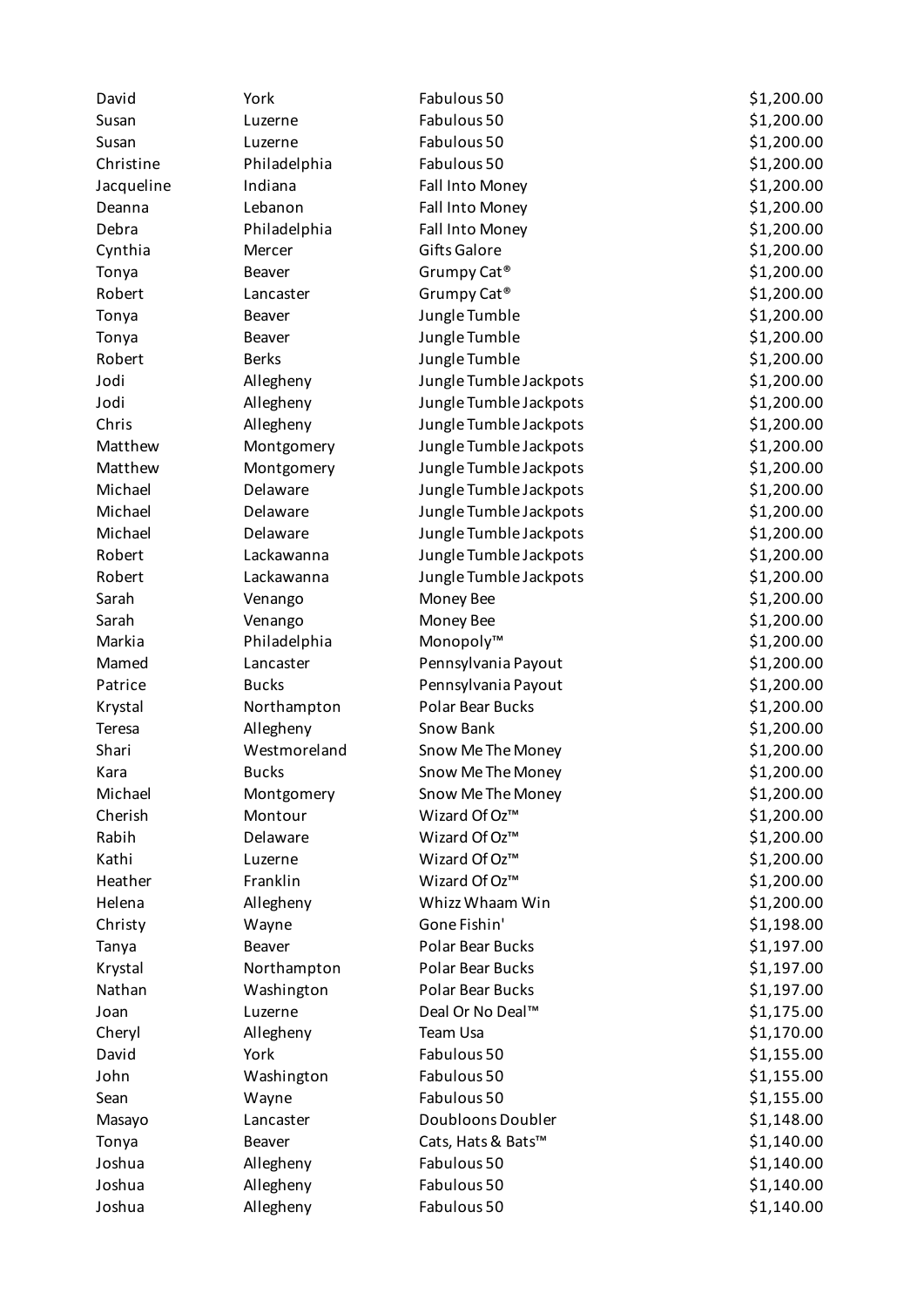| | | | |
|---|---|---|---|
| David | York | Fabulous 50 | $1,200.00 |
| Susan | Luzerne | Fabulous 50 | $1,200.00 |
| Susan | Luzerne | Fabulous 50 | $1,200.00 |
| Christine | Philadelphia | Fabulous 50 | $1,200.00 |
| Jacqueline | Indiana | Fall Into Money | $1,200.00 |
| Deanna | Lebanon | Fall Into Money | $1,200.00 |
| Debra | Philadelphia | Fall Into Money | $1,200.00 |
| Cynthia | Mercer | Gifts Galore | $1,200.00 |
| Tonya | Beaver | Grumpy Cat® | $1,200.00 |
| Robert | Lancaster | Grumpy Cat® | $1,200.00 |
| Tonya | Beaver | Jungle Tumble | $1,200.00 |
| Tonya | Beaver | Jungle Tumble | $1,200.00 |
| Robert | Berks | Jungle Tumble | $1,200.00 |
| Jodi | Allegheny | Jungle Tumble Jackpots | $1,200.00 |
| Jodi | Allegheny | Jungle Tumble Jackpots | $1,200.00 |
| Chris | Allegheny | Jungle Tumble Jackpots | $1,200.00 |
| Matthew | Montgomery | Jungle Tumble Jackpots | $1,200.00 |
| Matthew | Montgomery | Jungle Tumble Jackpots | $1,200.00 |
| Michael | Delaware | Jungle Tumble Jackpots | $1,200.00 |
| Michael | Delaware | Jungle Tumble Jackpots | $1,200.00 |
| Michael | Delaware | Jungle Tumble Jackpots | $1,200.00 |
| Robert | Lackawanna | Jungle Tumble Jackpots | $1,200.00 |
| Robert | Lackawanna | Jungle Tumble Jackpots | $1,200.00 |
| Sarah | Venango | Money Bee | $1,200.00 |
| Sarah | Venango | Money Bee | $1,200.00 |
| Markia | Philadelphia | Monopoly™ | $1,200.00 |
| Mamed | Lancaster | Pennsylvania Payout | $1,200.00 |
| Patrice | Bucks | Pennsylvania Payout | $1,200.00 |
| Krystal | Northampton | Polar Bear Bucks | $1,200.00 |
| Teresa | Allegheny | Snow Bank | $1,200.00 |
| Shari | Westmoreland | Snow Me The Money | $1,200.00 |
| Kara | Bucks | Snow Me The Money | $1,200.00 |
| Michael | Montgomery | Snow Me The Money | $1,200.00 |
| Cherish | Montour | Wizard Of Oz™ | $1,200.00 |
| Rabih | Delaware | Wizard Of Oz™ | $1,200.00 |
| Kathi | Luzerne | Wizard Of Oz™ | $1,200.00 |
| Heather | Franklin | Wizard Of Oz™ | $1,200.00 |
| Helena | Allegheny | Whizz Whaam Win | $1,200.00 |
| Christy | Wayne | Gone Fishin' | $1,198.00 |
| Tanya | Beaver | Polar Bear Bucks | $1,197.00 |
| Krystal | Northampton | Polar Bear Bucks | $1,197.00 |
| Nathan | Washington | Polar Bear Bucks | $1,197.00 |
| Joan | Luzerne | Deal Or No Deal™ | $1,175.00 |
| Cheryl | Allegheny | Team Usa | $1,170.00 |
| David | York | Fabulous 50 | $1,155.00 |
| John | Washington | Fabulous 50 | $1,155.00 |
| Sean | Wayne | Fabulous 50 | $1,155.00 |
| Masayo | Lancaster | Doubloons Doubler | $1,148.00 |
| Tonya | Beaver | Cats, Hats & Bats™ | $1,140.00 |
| Joshua | Allegheny | Fabulous 50 | $1,140.00 |
| Joshua | Allegheny | Fabulous 50 | $1,140.00 |
| Joshua | Allegheny | Fabulous 50 | $1,140.00 |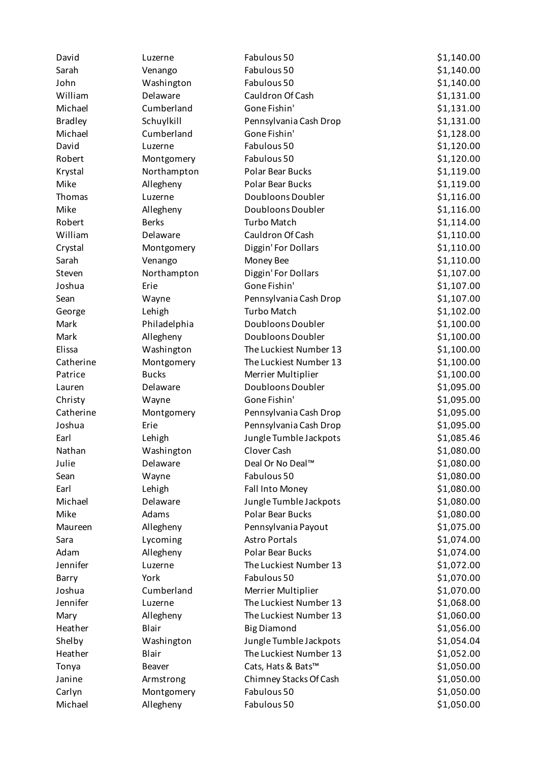| | | | |
|---|---|---|---|
| David | Luzerne | Fabulous 50 | $1,140.00 |
| Sarah | Venango | Fabulous 50 | $1,140.00 |
| John | Washington | Fabulous 50 | $1,140.00 |
| William | Delaware | Cauldron Of Cash | $1,131.00 |
| Michael | Cumberland | Gone Fishin' | $1,131.00 |
| Bradley | Schuylkill | Pennsylvania Cash Drop | $1,131.00 |
| Michael | Cumberland | Gone Fishin' | $1,128.00 |
| David | Luzerne | Fabulous 50 | $1,120.00 |
| Robert | Montgomery | Fabulous 50 | $1,120.00 |
| Krystal | Northampton | Polar Bear Bucks | $1,119.00 |
| Mike | Allegheny | Polar Bear Bucks | $1,119.00 |
| Thomas | Luzerne | Doubloons Doubler | $1,116.00 |
| Mike | Allegheny | Doubloons Doubler | $1,116.00 |
| Robert | Berks | Turbo Match | $1,114.00 |
| William | Delaware | Cauldron Of Cash | $1,110.00 |
| Crystal | Montgomery | Diggin' For Dollars | $1,110.00 |
| Sarah | Venango | Money Bee | $1,110.00 |
| Steven | Northampton | Diggin' For Dollars | $1,107.00 |
| Joshua | Erie | Gone Fishin' | $1,107.00 |
| Sean | Wayne | Pennsylvania Cash Drop | $1,107.00 |
| George | Lehigh | Turbo Match | $1,102.00 |
| Mark | Philadelphia | Doubloons Doubler | $1,100.00 |
| Mark | Allegheny | Doubloons Doubler | $1,100.00 |
| Elissa | Washington | The Luckiest Number 13 | $1,100.00 |
| Catherine | Montgomery | The Luckiest Number 13 | $1,100.00 |
| Patrice | Bucks | Merrier Multiplier | $1,100.00 |
| Lauren | Delaware | Doubloons Doubler | $1,095.00 |
| Christy | Wayne | Gone Fishin' | $1,095.00 |
| Catherine | Montgomery | Pennsylvania Cash Drop | $1,095.00 |
| Joshua | Erie | Pennsylvania Cash Drop | $1,095.00 |
| Earl | Lehigh | Jungle Tumble Jackpots | $1,085.46 |
| Nathan | Washington | Clover Cash | $1,080.00 |
| Julie | Delaware | Deal Or No Deal™ | $1,080.00 |
| Sean | Wayne | Fabulous 50 | $1,080.00 |
| Earl | Lehigh | Fall Into Money | $1,080.00 |
| Michael | Delaware | Jungle Tumble Jackpots | $1,080.00 |
| Mike | Adams | Polar Bear Bucks | $1,080.00 |
| Maureen | Allegheny | Pennsylvania Payout | $1,075.00 |
| Sara | Lycoming | Astro Portals | $1,074.00 |
| Adam | Allegheny | Polar Bear Bucks | $1,074.00 |
| Jennifer | Luzerne | The Luckiest Number 13 | $1,072.00 |
| Barry | York | Fabulous 50 | $1,070.00 |
| Joshua | Cumberland | Merrier Multiplier | $1,070.00 |
| Jennifer | Luzerne | The Luckiest Number 13 | $1,068.00 |
| Mary | Allegheny | The Luckiest Number 13 | $1,060.00 |
| Heather | Blair | Big Diamond | $1,056.00 |
| Shelby | Washington | Jungle Tumble Jackpots | $1,054.04 |
| Heather | Blair | The Luckiest Number 13 | $1,052.00 |
| Tonya | Beaver | Cats, Hats & Bats™ | $1,050.00 |
| Janine | Armstrong | Chimney Stacks Of Cash | $1,050.00 |
| Carlyn | Montgomery | Fabulous 50 | $1,050.00 |
| Michael | Allegheny | Fabulous 50 | $1,050.00 |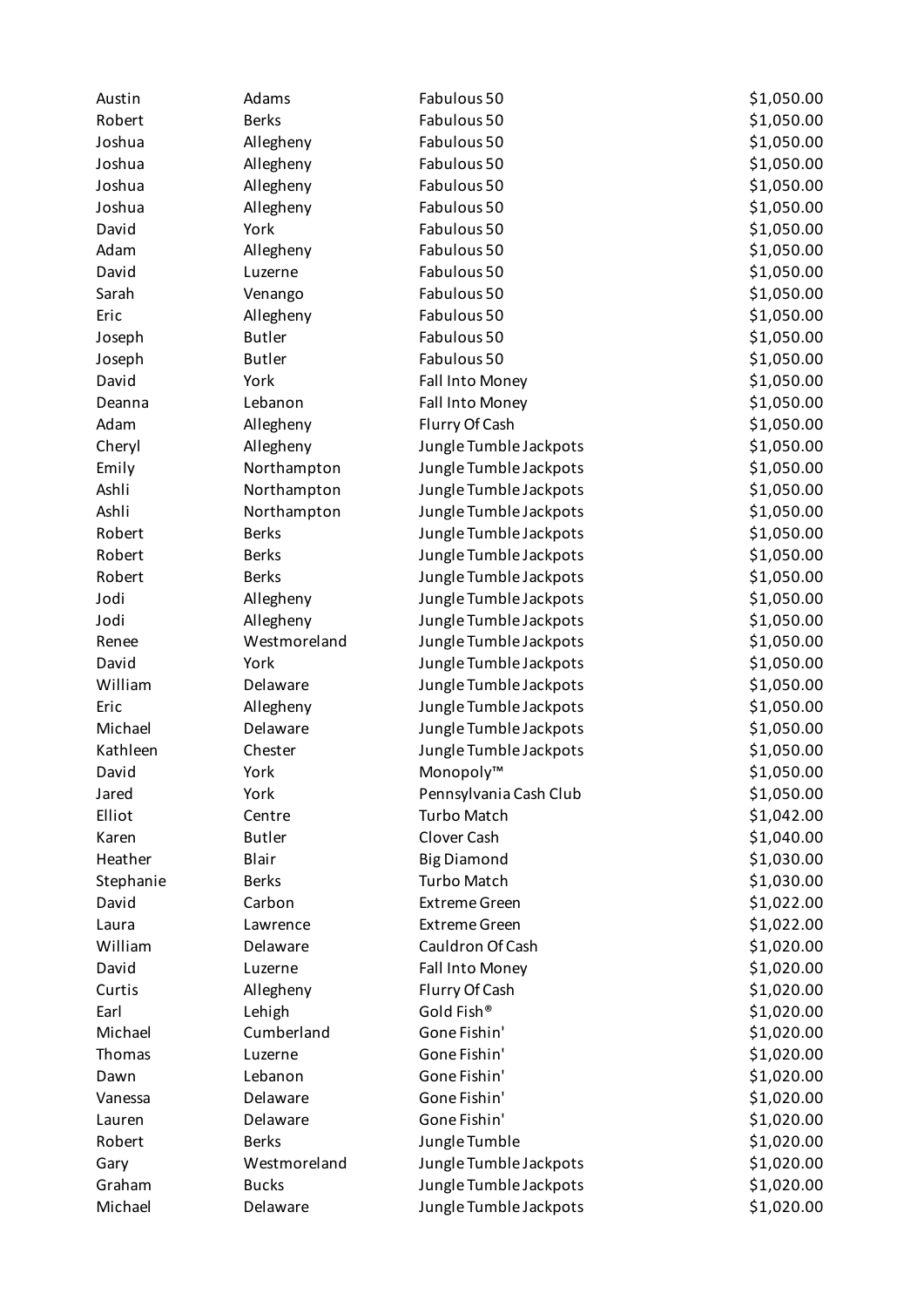| | | | |
|---|---|---|---|
| Austin | Adams | Fabulous 50 | $1,050.00 |
| Robert | Berks | Fabulous 50 | $1,050.00 |
| Joshua | Allegheny | Fabulous 50 | $1,050.00 |
| Joshua | Allegheny | Fabulous 50 | $1,050.00 |
| Joshua | Allegheny | Fabulous 50 | $1,050.00 |
| Joshua | Allegheny | Fabulous 50 | $1,050.00 |
| David | York | Fabulous 50 | $1,050.00 |
| Adam | Allegheny | Fabulous 50 | $1,050.00 |
| David | Luzerne | Fabulous 50 | $1,050.00 |
| Sarah | Venango | Fabulous 50 | $1,050.00 |
| Eric | Allegheny | Fabulous 50 | $1,050.00 |
| Joseph | Butler | Fabulous 50 | $1,050.00 |
| Joseph | Butler | Fabulous 50 | $1,050.00 |
| David | York | Fall Into Money | $1,050.00 |
| Deanna | Lebanon | Fall Into Money | $1,050.00 |
| Adam | Allegheny | Flurry Of Cash | $1,050.00 |
| Cheryl | Allegheny | Jungle Tumble Jackpots | $1,050.00 |
| Emily | Northampton | Jungle Tumble Jackpots | $1,050.00 |
| Ashli | Northampton | Jungle Tumble Jackpots | $1,050.00 |
| Ashli | Northampton | Jungle Tumble Jackpots | $1,050.00 |
| Robert | Berks | Jungle Tumble Jackpots | $1,050.00 |
| Robert | Berks | Jungle Tumble Jackpots | $1,050.00 |
| Robert | Berks | Jungle Tumble Jackpots | $1,050.00 |
| Jodi | Allegheny | Jungle Tumble Jackpots | $1,050.00 |
| Jodi | Allegheny | Jungle Tumble Jackpots | $1,050.00 |
| Renee | Westmoreland | Jungle Tumble Jackpots | $1,050.00 |
| David | York | Jungle Tumble Jackpots | $1,050.00 |
| William | Delaware | Jungle Tumble Jackpots | $1,050.00 |
| Eric | Allegheny | Jungle Tumble Jackpots | $1,050.00 |
| Michael | Delaware | Jungle Tumble Jackpots | $1,050.00 |
| Kathleen | Chester | Jungle Tumble Jackpots | $1,050.00 |
| David | York | Monopoly™ | $1,050.00 |
| Jared | York | Pennsylvania Cash Club | $1,050.00 |
| Elliot | Centre | Turbo Match | $1,042.00 |
| Karen | Butler | Clover Cash | $1,040.00 |
| Heather | Blair | Big Diamond | $1,030.00 |
| Stephanie | Berks | Turbo Match | $1,030.00 |
| David | Carbon | Extreme Green | $1,022.00 |
| Laura | Lawrence | Extreme Green | $1,022.00 |
| William | Delaware | Cauldron Of Cash | $1,020.00 |
| David | Luzerne | Fall Into Money | $1,020.00 |
| Curtis | Allegheny | Flurry Of Cash | $1,020.00 |
| Earl | Lehigh | Gold Fish® | $1,020.00 |
| Michael | Cumberland | Gone Fishin' | $1,020.00 |
| Thomas | Luzerne | Gone Fishin' | $1,020.00 |
| Dawn | Lebanon | Gone Fishin' | $1,020.00 |
| Vanessa | Delaware | Gone Fishin' | $1,020.00 |
| Lauren | Delaware | Gone Fishin' | $1,020.00 |
| Robert | Berks | Jungle Tumble | $1,020.00 |
| Gary | Westmoreland | Jungle Tumble Jackpots | $1,020.00 |
| Graham | Bucks | Jungle Tumble Jackpots | $1,020.00 |
| Michael | Delaware | Jungle Tumble Jackpots | $1,020.00 |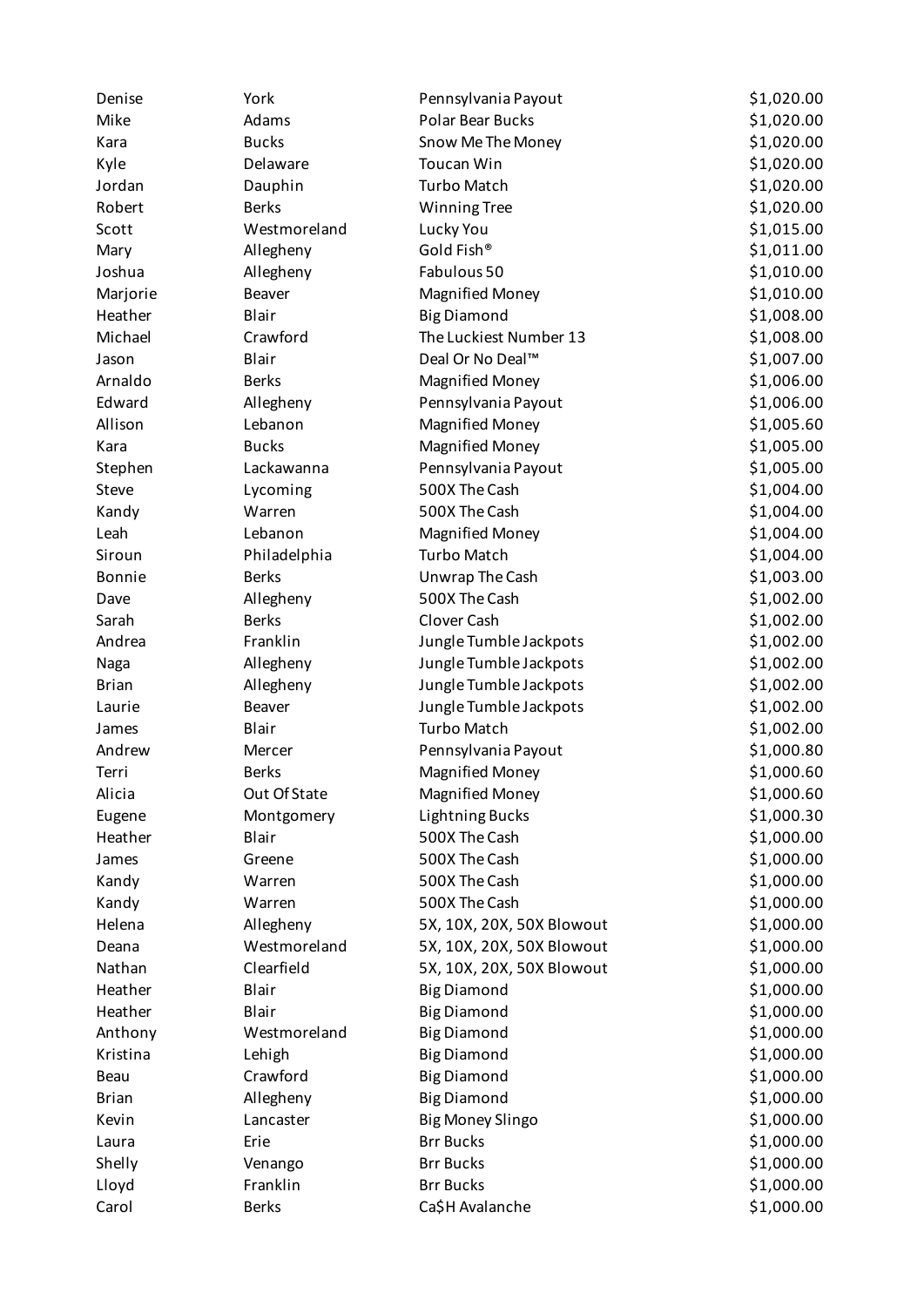| | | | |
|---|---|---|---|
| Denise | York | Pennsylvania Payout | $1,020.00 |
| Mike | Adams | Polar Bear Bucks | $1,020.00 |
| Kara | Bucks | Snow Me The Money | $1,020.00 |
| Kyle | Delaware | Toucan Win | $1,020.00 |
| Jordan | Dauphin | Turbo Match | $1,020.00 |
| Robert | Berks | Winning Tree | $1,020.00 |
| Scott | Westmoreland | Lucky You | $1,015.00 |
| Mary | Allegheny | Gold Fish® | $1,011.00 |
| Joshua | Allegheny | Fabulous 50 | $1,010.00 |
| Marjorie | Beaver | Magnified Money | $1,010.00 |
| Heather | Blair | Big Diamond | $1,008.00 |
| Michael | Crawford | The Luckiest Number 13 | $1,008.00 |
| Jason | Blair | Deal Or No Deal™ | $1,007.00 |
| Arnaldo | Berks | Magnified Money | $1,006.00 |
| Edward | Allegheny | Pennsylvania Payout | $1,006.00 |
| Allison | Lebanon | Magnified Money | $1,005.60 |
| Kara | Bucks | Magnified Money | $1,005.00 |
| Stephen | Lackawanna | Pennsylvania Payout | $1,005.00 |
| Steve | Lycoming | 500X The Cash | $1,004.00 |
| Kandy | Warren | 500X The Cash | $1,004.00 |
| Leah | Lebanon | Magnified Money | $1,004.00 |
| Siroun | Philadelphia | Turbo Match | $1,004.00 |
| Bonnie | Berks | Unwrap The Cash | $1,003.00 |
| Dave | Allegheny | 500X The Cash | $1,002.00 |
| Sarah | Berks | Clover Cash | $1,002.00 |
| Andrea | Franklin | Jungle Tumble Jackpots | $1,002.00 |
| Naga | Allegheny | Jungle Tumble Jackpots | $1,002.00 |
| Brian | Allegheny | Jungle Tumble Jackpots | $1,002.00 |
| Laurie | Beaver | Jungle Tumble Jackpots | $1,002.00 |
| James | Blair | Turbo Match | $1,002.00 |
| Andrew | Mercer | Pennsylvania Payout | $1,000.80 |
| Terri | Berks | Magnified Money | $1,000.60 |
| Alicia | Out Of State | Magnified Money | $1,000.60 |
| Eugene | Montgomery | Lightning Bucks | $1,000.30 |
| Heather | Blair | 500X The Cash | $1,000.00 |
| James | Greene | 500X The Cash | $1,000.00 |
| Kandy | Warren | 500X The Cash | $1,000.00 |
| Kandy | Warren | 500X The Cash | $1,000.00 |
| Helena | Allegheny | 5X, 10X, 20X, 50X Blowout | $1,000.00 |
| Deana | Westmoreland | 5X, 10X, 20X, 50X Blowout | $1,000.00 |
| Nathan | Clearfield | 5X, 10X, 20X, 50X Blowout | $1,000.00 |
| Heather | Blair | Big Diamond | $1,000.00 |
| Heather | Blair | Big Diamond | $1,000.00 |
| Anthony | Westmoreland | Big Diamond | $1,000.00 |
| Kristina | Lehigh | Big Diamond | $1,000.00 |
| Beau | Crawford | Big Diamond | $1,000.00 |
| Brian | Allegheny | Big Diamond | $1,000.00 |
| Kevin | Lancaster | Big Money Slingo | $1,000.00 |
| Laura | Erie | Brr Bucks | $1,000.00 |
| Shelly | Venango | Brr Bucks | $1,000.00 |
| Lloyd | Franklin | Brr Bucks | $1,000.00 |
| Carol | Berks | Ca$H Avalanche | $1,000.00 |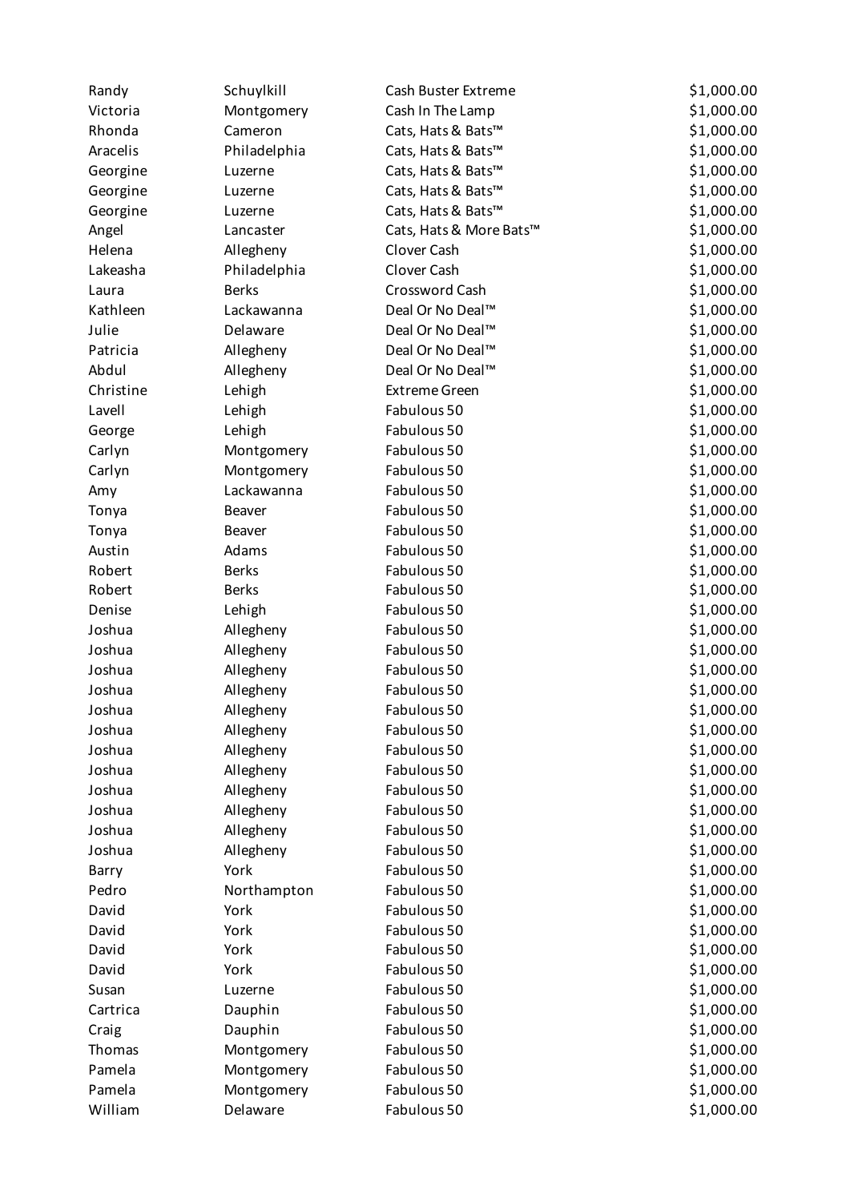| | | | |
|---|---|---|---|
| Randy | Schuylkill | Cash Buster Extreme | $1,000.00 |
| Victoria | Montgomery | Cash In The Lamp | $1,000.00 |
| Rhonda | Cameron | Cats, Hats & Bats™ | $1,000.00 |
| Aracelis | Philadelphia | Cats, Hats & Bats™ | $1,000.00 |
| Georgine | Luzerne | Cats, Hats & Bats™ | $1,000.00 |
| Georgine | Luzerne | Cats, Hats & Bats™ | $1,000.00 |
| Georgine | Luzerne | Cats, Hats & Bats™ | $1,000.00 |
| Angel | Lancaster | Cats, Hats & More Bats™ | $1,000.00 |
| Helena | Allegheny | Clover Cash | $1,000.00 |
| Lakeasha | Philadelphia | Clover Cash | $1,000.00 |
| Laura | Berks | Crossword Cash | $1,000.00 |
| Kathleen | Lackawanna | Deal Or No Deal™ | $1,000.00 |
| Julie | Delaware | Deal Or No Deal™ | $1,000.00 |
| Patricia | Allegheny | Deal Or No Deal™ | $1,000.00 |
| Abdul | Allegheny | Deal Or No Deal™ | $1,000.00 |
| Christine | Lehigh | Extreme Green | $1,000.00 |
| Lavell | Lehigh | Fabulous 50 | $1,000.00 |
| George | Lehigh | Fabulous 50 | $1,000.00 |
| Carlyn | Montgomery | Fabulous 50 | $1,000.00 |
| Carlyn | Montgomery | Fabulous 50 | $1,000.00 |
| Amy | Lackawanna | Fabulous 50 | $1,000.00 |
| Tonya | Beaver | Fabulous 50 | $1,000.00 |
| Tonya | Beaver | Fabulous 50 | $1,000.00 |
| Austin | Adams | Fabulous 50 | $1,000.00 |
| Robert | Berks | Fabulous 50 | $1,000.00 |
| Robert | Berks | Fabulous 50 | $1,000.00 |
| Denise | Lehigh | Fabulous 50 | $1,000.00 |
| Joshua | Allegheny | Fabulous 50 | $1,000.00 |
| Joshua | Allegheny | Fabulous 50 | $1,000.00 |
| Joshua | Allegheny | Fabulous 50 | $1,000.00 |
| Joshua | Allegheny | Fabulous 50 | $1,000.00 |
| Joshua | Allegheny | Fabulous 50 | $1,000.00 |
| Joshua | Allegheny | Fabulous 50 | $1,000.00 |
| Joshua | Allegheny | Fabulous 50 | $1,000.00 |
| Joshua | Allegheny | Fabulous 50 | $1,000.00 |
| Joshua | Allegheny | Fabulous 50 | $1,000.00 |
| Joshua | Allegheny | Fabulous 50 | $1,000.00 |
| Joshua | Allegheny | Fabulous 50 | $1,000.00 |
| Joshua | Allegheny | Fabulous 50 | $1,000.00 |
| Barry | York | Fabulous 50 | $1,000.00 |
| Pedro | Northampton | Fabulous 50 | $1,000.00 |
| David | York | Fabulous 50 | $1,000.00 |
| David | York | Fabulous 50 | $1,000.00 |
| David | York | Fabulous 50 | $1,000.00 |
| David | York | Fabulous 50 | $1,000.00 |
| Susan | Luzerne | Fabulous 50 | $1,000.00 |
| Cartrica | Dauphin | Fabulous 50 | $1,000.00 |
| Craig | Dauphin | Fabulous 50 | $1,000.00 |
| Thomas | Montgomery | Fabulous 50 | $1,000.00 |
| Pamela | Montgomery | Fabulous 50 | $1,000.00 |
| Pamela | Montgomery | Fabulous 50 | $1,000.00 |
| William | Delaware | Fabulous 50 | $1,000.00 |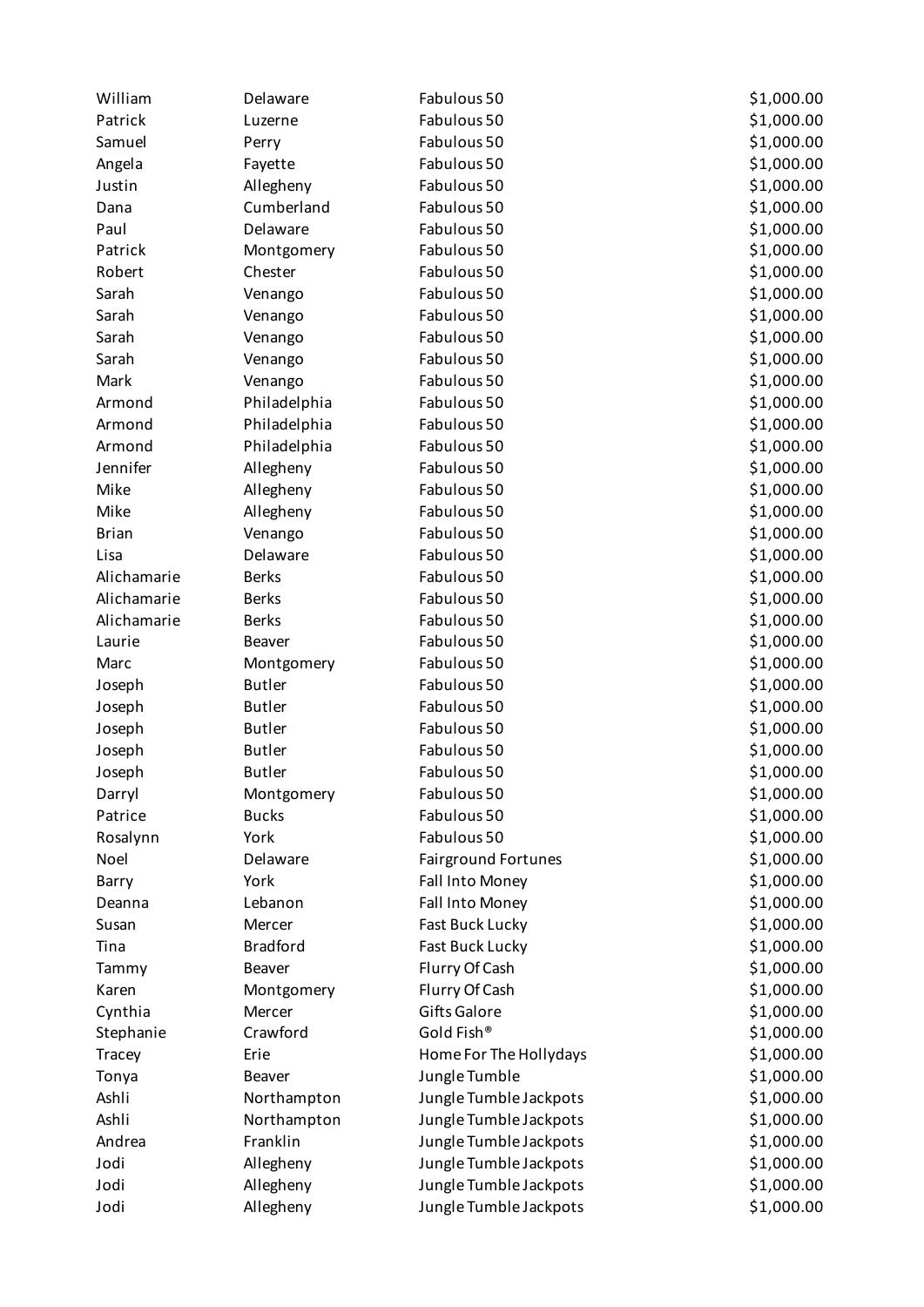| | | | |
|---|---|---|---|
| William | Delaware | Fabulous 50 | $1,000.00 |
| Patrick | Luzerne | Fabulous 50 | $1,000.00 |
| Samuel | Perry | Fabulous 50 | $1,000.00 |
| Angela | Fayette | Fabulous 50 | $1,000.00 |
| Justin | Allegheny | Fabulous 50 | $1,000.00 |
| Dana | Cumberland | Fabulous 50 | $1,000.00 |
| Paul | Delaware | Fabulous 50 | $1,000.00 |
| Patrick | Montgomery | Fabulous 50 | $1,000.00 |
| Robert | Chester | Fabulous 50 | $1,000.00 |
| Sarah | Venango | Fabulous 50 | $1,000.00 |
| Sarah | Venango | Fabulous 50 | $1,000.00 |
| Sarah | Venango | Fabulous 50 | $1,000.00 |
| Sarah | Venango | Fabulous 50 | $1,000.00 |
| Mark | Venango | Fabulous 50 | $1,000.00 |
| Armond | Philadelphia | Fabulous 50 | $1,000.00 |
| Armond | Philadelphia | Fabulous 50 | $1,000.00 |
| Armond | Philadelphia | Fabulous 50 | $1,000.00 |
| Jennifer | Allegheny | Fabulous 50 | $1,000.00 |
| Mike | Allegheny | Fabulous 50 | $1,000.00 |
| Mike | Allegheny | Fabulous 50 | $1,000.00 |
| Brian | Venango | Fabulous 50 | $1,000.00 |
| Lisa | Delaware | Fabulous 50 | $1,000.00 |
| Alichamarie | Berks | Fabulous 50 | $1,000.00 |
| Alichamarie | Berks | Fabulous 50 | $1,000.00 |
| Alichamarie | Berks | Fabulous 50 | $1,000.00 |
| Laurie | Beaver | Fabulous 50 | $1,000.00 |
| Marc | Montgomery | Fabulous 50 | $1,000.00 |
| Joseph | Butler | Fabulous 50 | $1,000.00 |
| Joseph | Butler | Fabulous 50 | $1,000.00 |
| Joseph | Butler | Fabulous 50 | $1,000.00 |
| Joseph | Butler | Fabulous 50 | $1,000.00 |
| Joseph | Butler | Fabulous 50 | $1,000.00 |
| Darryl | Montgomery | Fabulous 50 | $1,000.00 |
| Patrice | Bucks | Fabulous 50 | $1,000.00 |
| Rosalynn | York | Fabulous 50 | $1,000.00 |
| Noel | Delaware | Fairground Fortunes | $1,000.00 |
| Barry | York | Fall Into Money | $1,000.00 |
| Deanna | Lebanon | Fall Into Money | $1,000.00 |
| Susan | Mercer | Fast Buck Lucky | $1,000.00 |
| Tina | Bradford | Fast Buck Lucky | $1,000.00 |
| Tammy | Beaver | Flurry Of Cash | $1,000.00 |
| Karen | Montgomery | Flurry Of Cash | $1,000.00 |
| Cynthia | Mercer | Gifts Galore | $1,000.00 |
| Stephanie | Crawford | Gold Fish® | $1,000.00 |
| Tracey | Erie | Home For The Hollydays | $1,000.00 |
| Tonya | Beaver | Jungle Tumble | $1,000.00 |
| Ashli | Northampton | Jungle Tumble Jackpots | $1,000.00 |
| Ashli | Northampton | Jungle Tumble Jackpots | $1,000.00 |
| Andrea | Franklin | Jungle Tumble Jackpots | $1,000.00 |
| Jodi | Allegheny | Jungle Tumble Jackpots | $1,000.00 |
| Jodi | Allegheny | Jungle Tumble Jackpots | $1,000.00 |
| Jodi | Allegheny | Jungle Tumble Jackpots | $1,000.00 |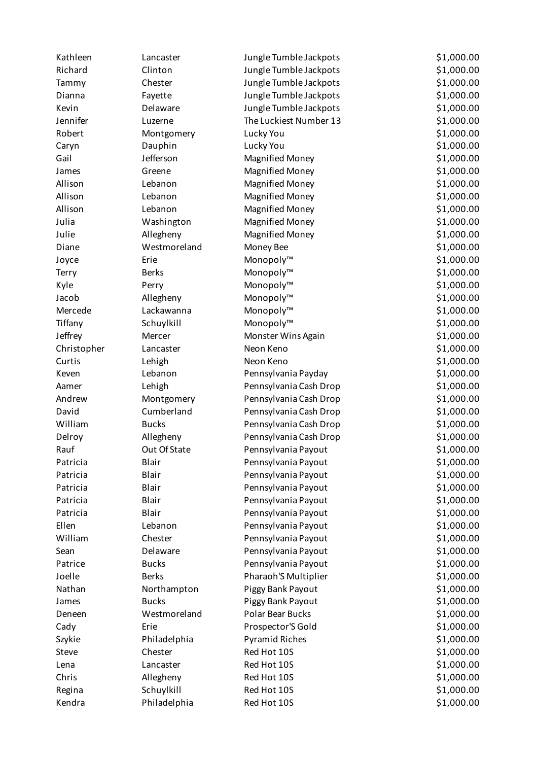| | | | |
|---|---|---|---|
| Kathleen | Lancaster | Jungle Tumble Jackpots | $1,000.00 |
| Richard | Clinton | Jungle Tumble Jackpots | $1,000.00 |
| Tammy | Chester | Jungle Tumble Jackpots | $1,000.00 |
| Dianna | Fayette | Jungle Tumble Jackpots | $1,000.00 |
| Kevin | Delaware | Jungle Tumble Jackpots | $1,000.00 |
| Jennifer | Luzerne | The Luckiest Number 13 | $1,000.00 |
| Robert | Montgomery | Lucky You | $1,000.00 |
| Caryn | Dauphin | Lucky You | $1,000.00 |
| Gail | Jefferson | Magnified Money | $1,000.00 |
| James | Greene | Magnified Money | $1,000.00 |
| Allison | Lebanon | Magnified Money | $1,000.00 |
| Allison | Lebanon | Magnified Money | $1,000.00 |
| Allison | Lebanon | Magnified Money | $1,000.00 |
| Julia | Washington | Magnified Money | $1,000.00 |
| Julie | Allegheny | Magnified Money | $1,000.00 |
| Diane | Westmoreland | Money Bee | $1,000.00 |
| Joyce | Erie | Monopoly™ | $1,000.00 |
| Terry | Berks | Monopoly™ | $1,000.00 |
| Kyle | Perry | Monopoly™ | $1,000.00 |
| Jacob | Allegheny | Monopoly™ | $1,000.00 |
| Mercede | Lackawanna | Monopoly™ | $1,000.00 |
| Tiffany | Schuylkill | Monopoly™ | $1,000.00 |
| Jeffrey | Mercer | Monster Wins Again | $1,000.00 |
| Christopher | Lancaster | Neon Keno | $1,000.00 |
| Curtis | Lehigh | Neon Keno | $1,000.00 |
| Keven | Lebanon | Pennsylvania Payday | $1,000.00 |
| Aamer | Lehigh | Pennsylvania Cash Drop | $1,000.00 |
| Andrew | Montgomery | Pennsylvania Cash Drop | $1,000.00 |
| David | Cumberland | Pennsylvania Cash Drop | $1,000.00 |
| William | Bucks | Pennsylvania Cash Drop | $1,000.00 |
| Delroy | Allegheny | Pennsylvania Cash Drop | $1,000.00 |
| Rauf | Out Of State | Pennsylvania Payout | $1,000.00 |
| Patricia | Blair | Pennsylvania Payout | $1,000.00 |
| Patricia | Blair | Pennsylvania Payout | $1,000.00 |
| Patricia | Blair | Pennsylvania Payout | $1,000.00 |
| Patricia | Blair | Pennsylvania Payout | $1,000.00 |
| Patricia | Blair | Pennsylvania Payout | $1,000.00 |
| Ellen | Lebanon | Pennsylvania Payout | $1,000.00 |
| William | Chester | Pennsylvania Payout | $1,000.00 |
| Sean | Delaware | Pennsylvania Payout | $1,000.00 |
| Patrice | Bucks | Pennsylvania Payout | $1,000.00 |
| Joelle | Berks | Pharaoh'S Multiplier | $1,000.00 |
| Nathan | Northampton | Piggy Bank Payout | $1,000.00 |
| James | Bucks | Piggy Bank Payout | $1,000.00 |
| Deneen | Westmoreland | Polar Bear Bucks | $1,000.00 |
| Cady | Erie | Prospector'S Gold | $1,000.00 |
| Szykie | Philadelphia | Pyramid Riches | $1,000.00 |
| Steve | Chester | Red Hot 10S | $1,000.00 |
| Lena | Lancaster | Red Hot 10S | $1,000.00 |
| Chris | Allegheny | Red Hot 10S | $1,000.00 |
| Regina | Schuylkill | Red Hot 10S | $1,000.00 |
| Kendra | Philadelphia | Red Hot 10S | $1,000.00 |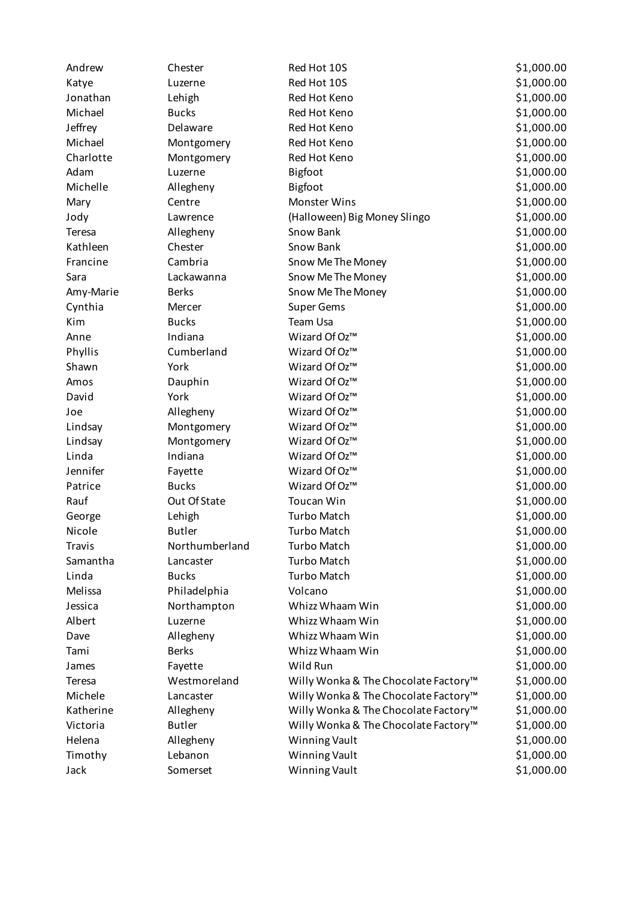| | | | |
|---|---|---|---|
| Andrew | Chester | Red Hot 10S | $1,000.00 |
| Katye | Luzerne | Red Hot 10S | $1,000.00 |
| Jonathan | Lehigh | Red Hot Keno | $1,000.00 |
| Michael | Bucks | Red Hot Keno | $1,000.00 |
| Jeffrey | Delaware | Red Hot Keno | $1,000.00 |
| Michael | Montgomery | Red Hot Keno | $1,000.00 |
| Charlotte | Montgomery | Red Hot Keno | $1,000.00 |
| Adam | Luzerne | Bigfoot | $1,000.00 |
| Michelle | Allegheny | Bigfoot | $1,000.00 |
| Mary | Centre | Monster Wins | $1,000.00 |
| Jody | Lawrence | (Halloween) Big Money Slingo | $1,000.00 |
| Teresa | Allegheny | Snow Bank | $1,000.00 |
| Kathleen | Chester | Snow Bank | $1,000.00 |
| Francine | Cambria | Snow Me The Money | $1,000.00 |
| Sara | Lackawanna | Snow Me The Money | $1,000.00 |
| Amy-Marie | Berks | Snow Me The Money | $1,000.00 |
| Cynthia | Mercer | Super Gems | $1,000.00 |
| Kim | Bucks | Team Usa | $1,000.00 |
| Anne | Indiana | Wizard Of Oz™ | $1,000.00 |
| Phyllis | Cumberland | Wizard Of Oz™ | $1,000.00 |
| Shawn | York | Wizard Of Oz™ | $1,000.00 |
| Amos | Dauphin | Wizard Of Oz™ | $1,000.00 |
| David | York | Wizard Of Oz™ | $1,000.00 |
| Joe | Allegheny | Wizard Of Oz™ | $1,000.00 |
| Lindsay | Montgomery | Wizard Of Oz™ | $1,000.00 |
| Lindsay | Montgomery | Wizard Of Oz™ | $1,000.00 |
| Linda | Indiana | Wizard Of Oz™ | $1,000.00 |
| Jennifer | Fayette | Wizard Of Oz™ | $1,000.00 |
| Patrice | Bucks | Wizard Of Oz™ | $1,000.00 |
| Rauf | Out Of State | Toucan Win | $1,000.00 |
| George | Lehigh | Turbo Match | $1,000.00 |
| Nicole | Butler | Turbo Match | $1,000.00 |
| Travis | Northumberland | Turbo Match | $1,000.00 |
| Samantha | Lancaster | Turbo Match | $1,000.00 |
| Linda | Bucks | Turbo Match | $1,000.00 |
| Melissa | Philadelphia | Volcano | $1,000.00 |
| Jessica | Northampton | Whizz Whaam Win | $1,000.00 |
| Albert | Luzerne | Whizz Whaam Win | $1,000.00 |
| Dave | Allegheny | Whizz Whaam Win | $1,000.00 |
| Tami | Berks | Whizz Whaam Win | $1,000.00 |
| James | Fayette | Wild Run | $1,000.00 |
| Teresa | Westmoreland | Willy Wonka & The Chocolate Factory™ | $1,000.00 |
| Michele | Lancaster | Willy Wonka & The Chocolate Factory™ | $1,000.00 |
| Katherine | Allegheny | Willy Wonka & The Chocolate Factory™ | $1,000.00 |
| Victoria | Butler | Willy Wonka & The Chocolate Factory™ | $1,000.00 |
| Helena | Allegheny | Winning Vault | $1,000.00 |
| Timothy | Lebanon | Winning Vault | $1,000.00 |
| Jack | Somerset | Winning Vault | $1,000.00 |